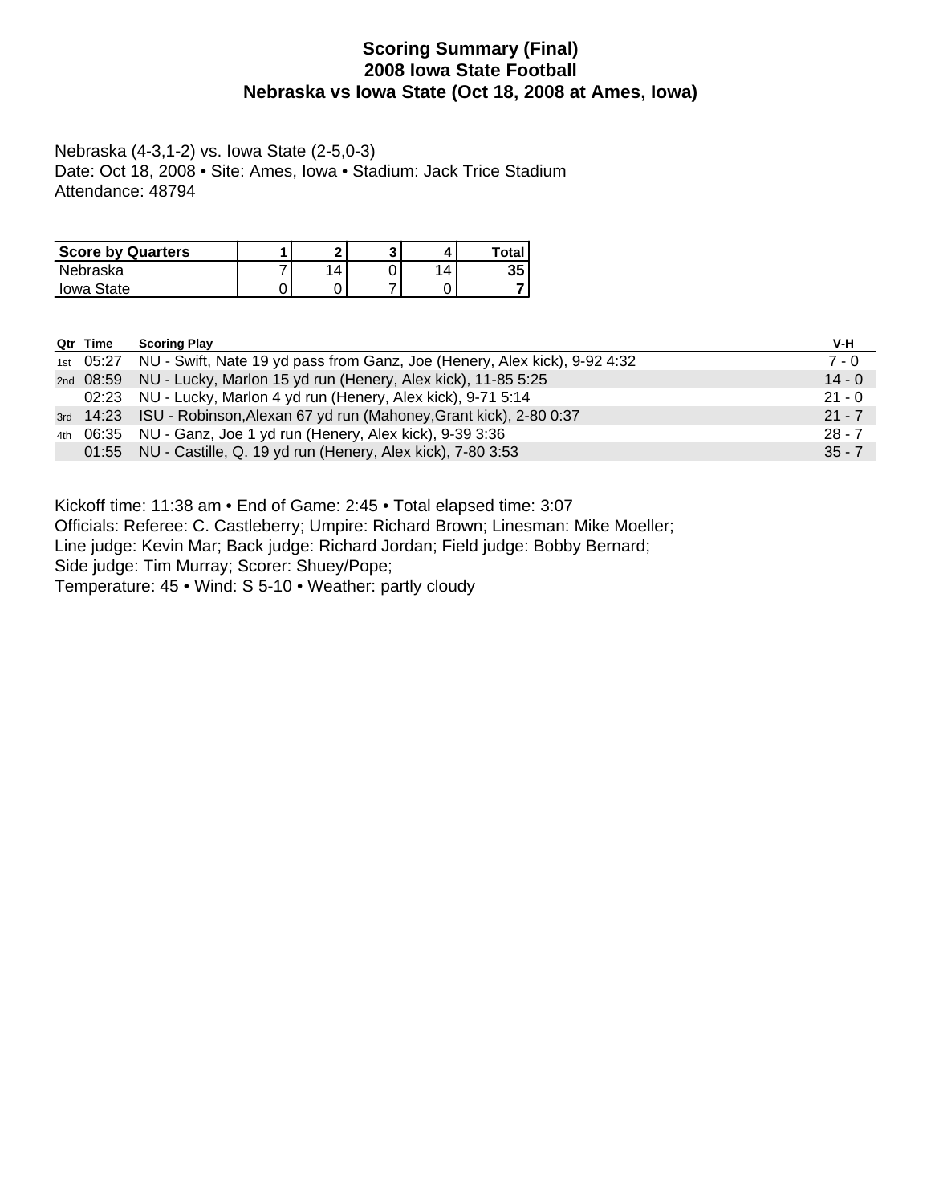# Scoring Summary (Final)
## 2008 Iowa State Football
## Nebraska vs Iowa State (Oct 18, 2008 at Ames, Iowa)

Nebraska (4-3,1-2) vs. Iowa State (2-5,0-3)
Date: Oct 18, 2008 • Site: Ames, Iowa • Stadium: Jack Trice Stadium
Attendance: 48794

| Score by Quarters | 1 | 2 | 3 | 4 | Total |
|---|---|---|---|---|---|
| Nebraska | 7 | 14 | 0 | 14 | **35** |
| Iowa State | 0 | 0 | 7 | 0 | **7** |

| Qtr | Time | Scoring Play | V-H |
|---|---|---|---|
| 1st | 05:27 | NU - Swift, Nate 19 yd pass from Ganz, Joe (Henery, Alex kick), 9-92 4:32 | 7 - 0 |
| 2nd | 08:59 | NU - Lucky, Marlon 15 yd run (Henery, Alex kick), 11-85 5:25 | 14 - 0 |
| | 02:23 | NU - Lucky, Marlon 4 yd run (Henery, Alex kick), 9-71 5:14 | 21 - 0 |
| 3rd | 14:23 | ISU - Robinson,Alexan 67 yd run (Mahoney,Grant kick), 2-80 0:37 | 21 - 7 |
| 4th | 06:35 | NU - Ganz, Joe 1 yd run (Henery, Alex kick), 9-39 3:36 | 28 - 7 |
| | 01:55 | NU - Castille, Q. 19 yd run (Henery, Alex kick), 7-80 3:53 | 35 - 7 |

Kickoff time: 11:38 am • End of Game: 2:45 • Total elapsed time: 3:07
Officials: Referee: C. Castleberry; Umpire: Richard Brown; Linesman: Mike Moeller;
Line judge: Kevin Mar; Back judge: Richard Jordan; Field judge: Bobby Bernard;
Side judge: Tim Murray; Scorer: Shuey/Pope;
Temperature: 45 • Wind: S 5-10 • Weather: partly cloudy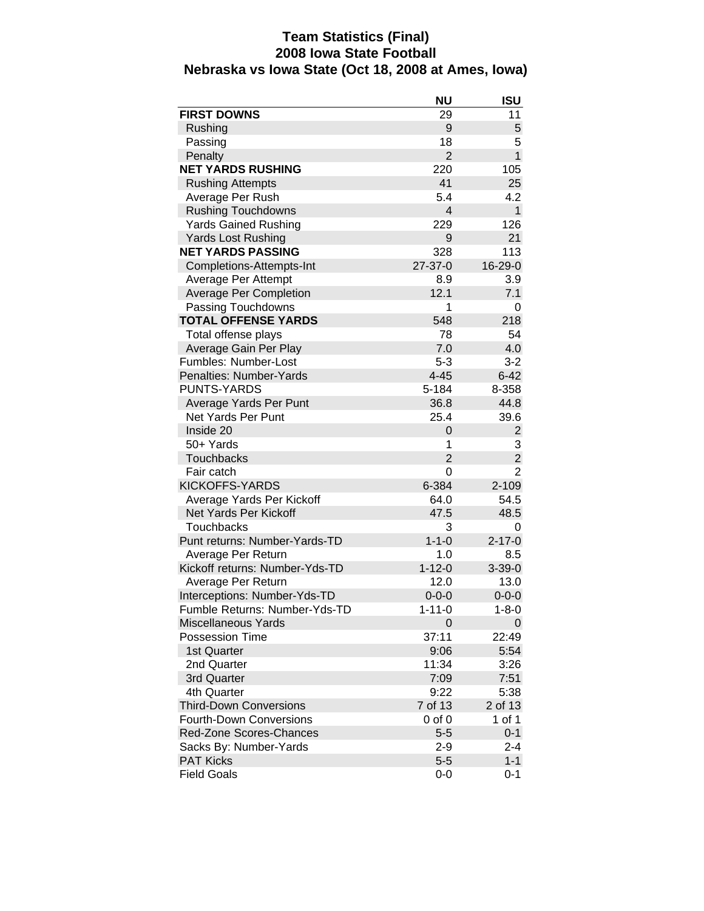# Team Statistics (Final)
## 2008 Iowa State Football
## Nebraska vs Iowa State (Oct 18, 2008 at Ames, Iowa)

| | NU | ISU |
|---|---|---|
| **FIRST DOWNS** | 29 | 11 |
| Rushing | 9 | 5 |
| Passing | 18 | 5 |
| Penalty | 2 | 1 |
| **NET YARDS RUSHING** | 220 | 105 |
| Rushing Attempts | 41 | 25 |
| Average Per Rush | 5.4 | 4.2 |
| Rushing Touchdowns | 4 | 1 |
| Yards Gained Rushing | 229 | 126 |
| Yards Lost Rushing | 9 | 21 |
| **NET YARDS PASSING** | 328 | 113 |
| Completions-Attempts-Int | 27-37-0 | 16-29-0 |
| Average Per Attempt | 8.9 | 3.9 |
| Average Per Completion | 12.1 | 7.1 |
| Passing Touchdowns | 1 | 0 |
| **TOTAL OFFENSE YARDS** | 548 | 218 |
| Total offense plays | 78 | 54 |
| Average Gain Per Play | 7.0 | 4.0 |
| Fumbles: Number-Lost | 5-3 | 3-2 |
| Penalties: Number-Yards | 4-45 | 6-42 |
| PUNTS-YARDS | 5-184 | 8-358 |
| Average Yards Per Punt | 36.8 | 44.8 |
| Net Yards Per Punt | 25.4 | 39.6 |
| Inside 20 | 0 | 2 |
| 50+ Yards | 1 | 3 |
| Touchbacks | 2 | 2 |
| Fair catch | 0 | 2 |
| KICKOFFS-YARDS | 6-384 | 2-109 |
| Average Yards Per Kickoff | 64.0 | 54.5 |
| Net Yards Per Kickoff | 47.5 | 48.5 |
| Touchbacks | 3 | 0 |
| Punt returns: Number-Yards-TD | 1-1-0 | 2-17-0 |
| Average Per Return | 1.0 | 8.5 |
| Kickoff returns: Number-Yds-TD | 1-12-0 | 3-39-0 |
| Average Per Return | 12.0 | 13.0 |
| Interceptions: Number-Yds-TD | 0-0-0 | 0-0-0 |
| Fumble Returns: Number-Yds-TD | 1-11-0 | 1-8-0 |
| Miscellaneous Yards | 0 | 0 |
| Possession Time | 37:11 | 22:49 |
| 1st Quarter | 9:06 | 5:54 |
| 2nd Quarter | 11:34 | 3:26 |
| 3rd Quarter | 7:09 | 7:51 |
| 4th Quarter | 9:22 | 5:38 |
| Third-Down Conversions | 7 of 13 | 2 of 13 |
| Fourth-Down Conversions | 0 of 0 | 1 of 1 |
| Red-Zone Scores-Chances | 5-5 | 0-1 |
| Sacks By: Number-Yards | 2-9 | 2-4 |
| PAT Kicks | 5-5 | 1-1 |
| Field Goals | 0-0 | 0-1 |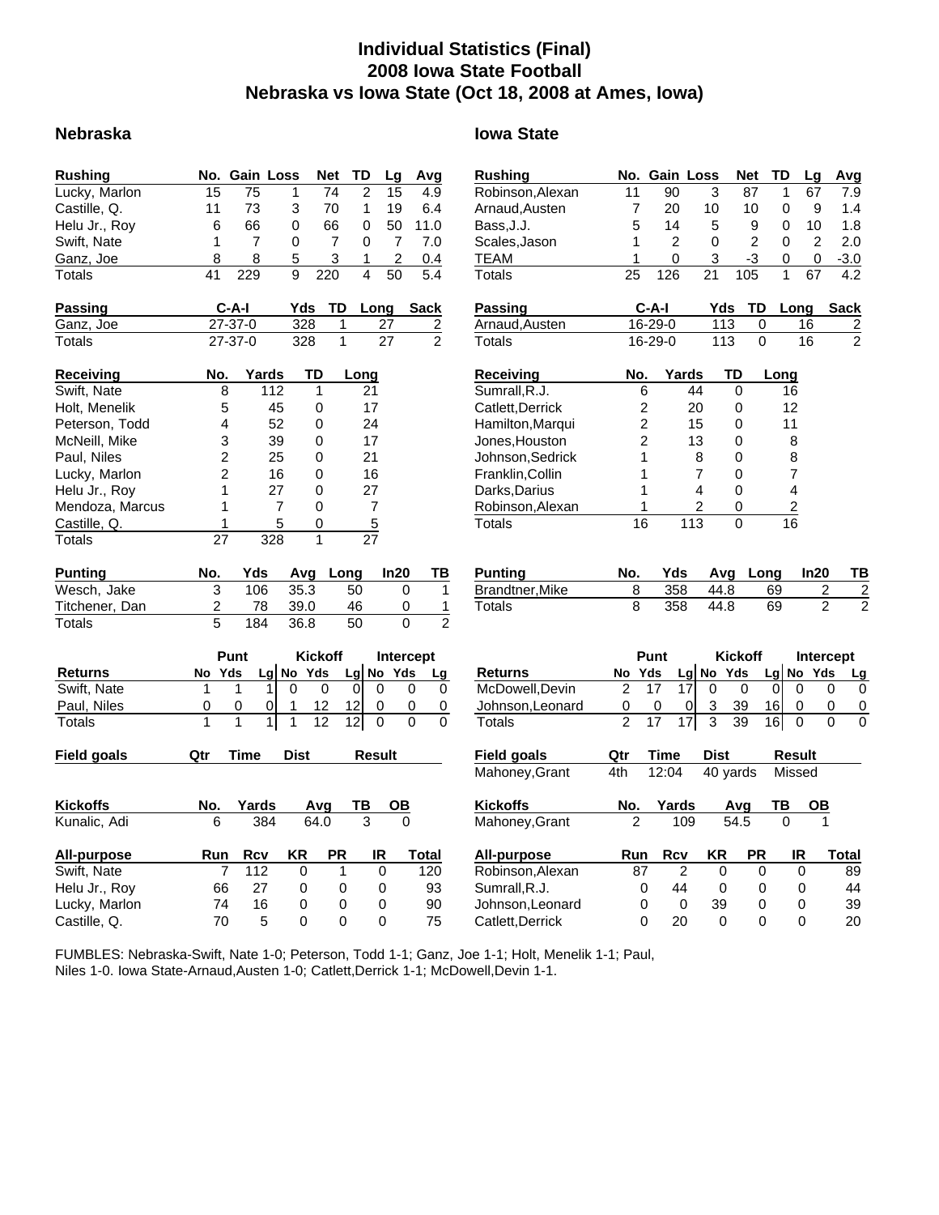# Individual Statistics (Final)
# 2008 Iowa State Football
# Nebraska vs Iowa State (Oct 18, 2008 at Ames, Iowa)

## Nebraska

| Rushing | No. | Gain | Loss | Net | TD | Lg | Avg |
|---|---|---|---|---|---|---|---|
| Lucky, Marlon | 15 | 75 | 1 | 74 | 2 | 15 | 4.9 |
| Castille, Q. | 11 | 73 | 3 | 70 | 1 | 19 | 6.4 |
| Helu Jr., Roy | 6 | 66 | 0 | 66 | 0 | 50 | 11.0 |
| Swift, Nate | 1 | 7 | 0 | 7 | 0 | 7 | 7.0 |
| Ganz, Joe | 8 | 8 | 5 | 3 | 1 | 2 | 0.4 |
| Totals | 41 | 229 | 9 | 220 | 4 | 50 | 5.4 |

| Passing | C-A-I | Yds | TD | Long | Sack |
|---|---|---|---|---|---|
| Ganz, Joe | 27-37-0 | 328 | 1 | 27 | 2 |
| Totals | 27-37-0 | 328 | 1 | 27 | 2 |

| Receiving | No. | Yards | TD | Long |
|---|---|---|---|---|
| Swift, Nate | 8 | 112 | 1 | 21 |
| Holt, Menelik | 5 | 45 | 0 | 17 |
| Peterson, Todd | 4 | 52 | 0 | 24 |
| McNeill, Mike | 3 | 39 | 0 | 17 |
| Paul, Niles | 2 | 25 | 0 | 21 |
| Lucky, Marlon | 2 | 16 | 0 | 16 |
| Helu Jr., Roy | 1 | 27 | 0 | 27 |
| Mendoza, Marcus | 1 | 7 | 0 | 7 |
| Castille, Q. | 1 | 5 | 0 | 5 |
| Totals | 27 | 328 | 1 | 27 |

| Punting | No. | Yds | Avg | Long | In20 | TB |
|---|---|---|---|---|---|---|
| Wesch, Jake | 3 | 106 | 35.3 | 50 | 0 | 1 |
| Titchener, Dan | 2 | 78 | 39.0 | 46 | 0 | 1 |
| Totals | 5 | 184 | 36.8 | 50 | 0 | 2 |

| | Punt | | | Kickoff | | | Intercept | | |
|---|---|---|---|---|---|---|---|---|---|
| Returns | No | Yds | Lg | No | Yds | Lg | No | Yds | Lg |
| Swift, Nate | 1 | 1 | 1 | 0 | 0 | 0 | 0 | 0 | 0 |
| Paul, Niles | 0 | 0 | 0 | 1 | 12 | 12 | 0 | 0 | 0 |
| Totals | 1 | 1 | 1 | 1 | 12 | 12 | 0 | 0 | 0 |

| Field goals | Qtr | Time | Dist | Result |
|---|---|---|---|---|

| Kickoffs | No. | Yards | Avg | TB | OB |
|---|---|---|---|---|---|
| Kunalic, Adi | 6 | 384 | 64.0 | 3 | 0 |

| All-purpose | Run | Rcv | KR | PR | IR | Total |
|---|---|---|---|---|---|---|
| Swift, Nate | 7 | 112 | 0 | 1 | 0 | 120 |
| Helu Jr., Roy | 66 | 27 | 0 | 0 | 0 | 93 |
| Lucky, Marlon | 74 | 16 | 0 | 0 | 0 | 90 |
| Castille, Q. | 70 | 5 | 0 | 0 | 0 | 75 |

## Iowa State

| Rushing | No. | Gain | Loss | Net | TD | Lg | Avg |
|---|---|---|---|---|---|---|---|
| Robinson,Alexan | 11 | 90 | 3 | 87 | 1 | 67 | 7.9 |
| Arnaud,Austen | 7 | 20 | 10 | 10 | 0 | 9 | 1.4 |
| Bass,J.J. | 5 | 14 | 5 | 9 | 0 | 10 | 1.8 |
| Scales,Jason | 1 | 2 | 0 | 2 | 0 | 2 | 2.0 |
| TEAM | 1 | 0 | 3 | -3 | 0 | 0 | -3.0 |
| Totals | 25 | 126 | 21 | 105 | 1 | 67 | 4.2 |

| Passing | C-A-I | Yds | TD | Long | Sack |
|---|---|---|---|---|---|
| Arnaud,Austen | 16-29-0 | 113 | 0 | 16 | 2 |
| Totals | 16-29-0 | 113 | 0 | 16 | 2 |

| Receiving | No. | Yards | TD | Long |
|---|---|---|---|---|
| Sumrall,R.J. | 6 | 44 | 0 | 16 |
| Catlett,Derrick | 2 | 20 | 0 | 12 |
| Hamilton,Marqui | 2 | 15 | 0 | 11 |
| Jones,Houston | 2 | 13 | 0 | 8 |
| Johnson,Sedrick | 1 | 8 | 0 | 8 |
| Franklin,Collin | 1 | 7 | 0 | 7 |
| Darks,Darius | 1 | 4 | 0 | 4 |
| Robinson,Alexan | 1 | 2 | 0 | 2 |
| Totals | 16 | 113 | 0 | 16 |

| Punting | No. | Yds | Avg | Long | In20 | TB |
|---|---|---|---|---|---|---|
| Brandtner,Mike | 8 | 358 | 44.8 | 69 | 2 | 2 |
| Totals | 8 | 358 | 44.8 | 69 | 2 | 2 |

| | Punt | | | Kickoff | | | Intercept | | |
|---|---|---|---|---|---|---|---|---|---|
| Returns | No | Yds | Lg | No | Yds | Lg | No | Yds | Lg |
| McDowell,Devin | 2 | 17 | 17 | 0 | 0 | 0 | 0 | 0 | 0 |
| Johnson,Leonard | 0 | 0 | 0 | 3 | 39 | 16 | 0 | 0 | 0 |
| Totals | 2 | 17 | 17 | 3 | 39 | 16 | 0 | 0 | 0 |

| Field goals | Qtr | Time | Dist | Result |
|---|---|---|---|---|
| Mahoney,Grant | 4th | 12:04 | 40 yards | Missed |

| Kickoffs | No. | Yards | Avg | TB | OB |
|---|---|---|---|---|---|
| Mahoney,Grant | 2 | 109 | 54.5 | 0 | 1 |

| All-purpose | Run | Rcv | KR | PR | IR | Total |
|---|---|---|---|---|---|---|
| Robinson,Alexan | 87 | 2 | 0 | 0 | 0 | 89 |
| Sumrall,R.J. | 0 | 44 | 0 | 0 | 0 | 44 |
| Johnson,Leonard | 0 | 0 | 39 | 0 | 0 | 39 |
| Catlett,Derrick | 0 | 20 | 0 | 0 | 0 | 20 |

FUMBLES: Nebraska-Swift, Nate 1-0; Peterson, Todd 1-1; Ganz, Joe 1-1; Holt, Menelik 1-1; Paul, Niles 1-0. Iowa State-Arnaud,Austen 1-0; Catlett,Derrick 1-1; McDowell,Devin 1-1.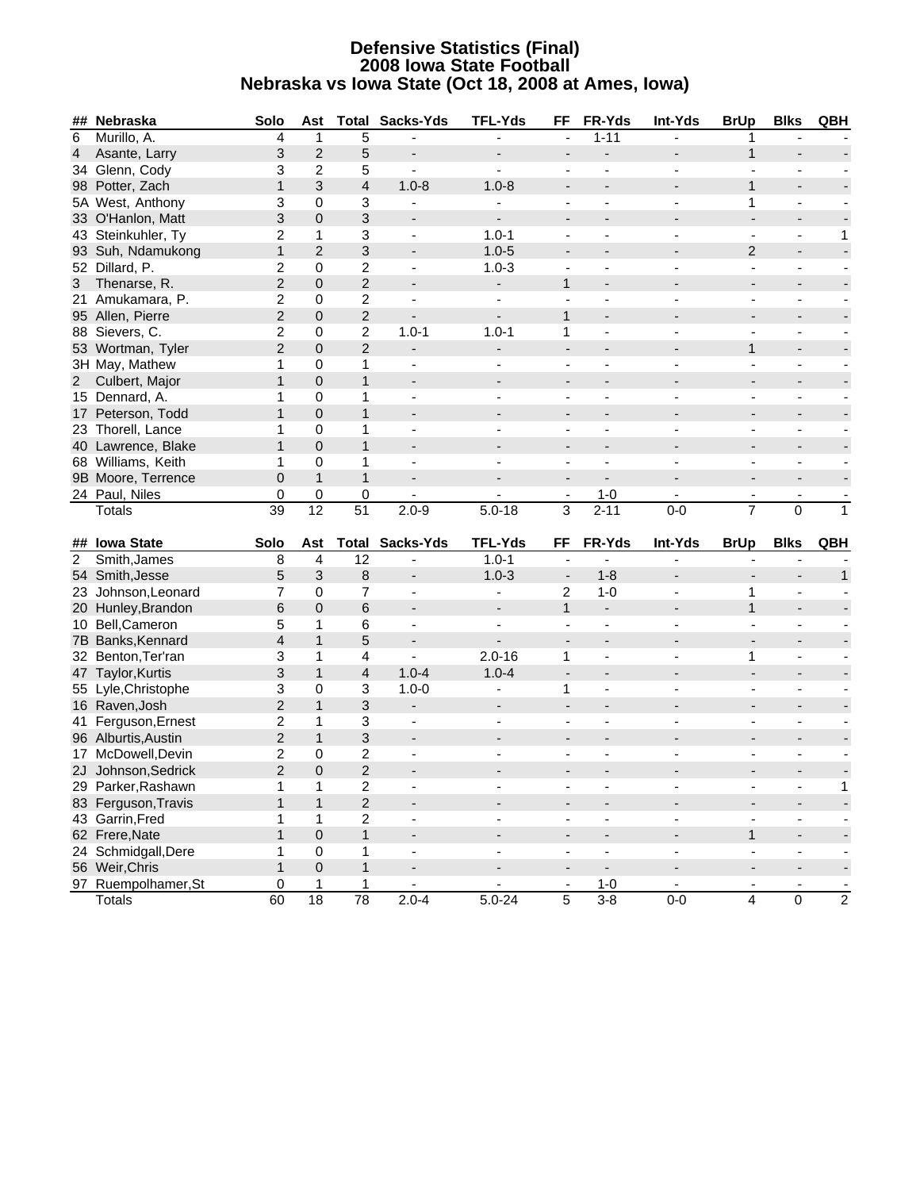# Defensive Statistics (Final)
# 2008 Iowa State Football
# Nebraska vs Iowa State (Oct 18, 2008 at Ames, Iowa)

| ## | Nebraska | Solo | Ast | Total | Sacks-Yds | TFL-Yds | FF | FR-Yds | Int-Yds | BrUp | Blks | QBH |
|---|---|---|---|---|---|---|---|---|---|---|---|---|
| 6 | Murillo, A. | 4 | 1 | 5 | - | - | - | 1-11 | - | 1 | - | - |
| 4 | Asante, Larry | 3 | 2 | 5 | - | - | - | - | - | 1 | - | - |
| 34 | Glenn, Cody | 3 | 2 | 5 | - | - | - | - | - | - | - | - |
| 98 | Potter, Zach | 1 | 3 | 4 | 1.0-8 | 1.0-8 | - | - | - | 1 | - | - |
| 5A | West, Anthony | 3 | 0 | 3 | - | - | - | - | - | 1 | - | - |
| 33 | O'Hanlon, Matt | 3 | 0 | 3 | - | - | - | - | - | - | - | - |
| 43 | Steinkuhler, Ty | 2 | 1 | 3 | - | 1.0-1 | - | - | - | - | - | 1 |
| 93 | Suh, Ndamukong | 1 | 2 | 3 | - | 1.0-5 | - | - | - | 2 | - | - |
| 52 | Dillard, P. | 2 | 0 | 2 | - | 1.0-3 | - | - | - | - | - | - |
| 3 | Thenarse, R. | 2 | 0 | 2 | - | - | 1 | - | - | - | - | - |
| 21 | Amukamara, P. | 2 | 0 | 2 | - | - | - | - | - | - | - | - |
| 95 | Allen, Pierre | 2 | 0 | 2 | - | - | 1 | - | - | - | - | - |
| 88 | Sievers, C. | 2 | 0 | 2 | 1.0-1 | 1.0-1 | 1 | - | - | - | - | - |
| 53 | Wortman, Tyler | 2 | 0 | 2 | - | - | - | - | - | 1 | - | - |
| 3H | May, Mathew | 1 | 0 | 1 | - | - | - | - | - | - | - | - |
| 2 | Culbert, Major | 1 | 0 | 1 | - | - | - | - | - | - | - | - |
| 15 | Dennard, A. | 1 | 0 | 1 | - | - | - | - | - | - | - | - |
| 17 | Peterson, Todd | 1 | 0 | 1 | - | - | - | - | - | - | - | - |
| 23 | Thorell, Lance | 1 | 0 | 1 | - | - | - | - | - | - | - | - |
| 40 | Lawrence, Blake | 1 | 0 | 1 | - | - | - | - | - | - | - | - |
| 68 | Williams, Keith | 1 | 0 | 1 | - | - | - | - | - | - | - | - |
| 9B | Moore, Terrence | 0 | 1 | 1 | - | - | - | - | - | - | - | - |
| 24 | Paul, Niles | 0 | 0 | 0 | - | - | - | 1-0 | - | - | - | - |
| | Totals | 39 | 12 | 51 | 2.0-9 | 5.0-18 | 3 | 2-11 | 0-0 | 7 | 0 | 1 |

| ## | Iowa State | Solo | Ast | Total | Sacks-Yds | TFL-Yds | FF | FR-Yds | Int-Yds | BrUp | Blks | QBH |
|---|---|---|---|---|---|---|---|---|---|---|---|---|
| 2 | Smith,James | 8 | 4 | 12 | - | 1.0-1 | - | - | - | - | - | - |
| 54 | Smith,Jesse | 5 | 3 | 8 | - | 1.0-3 | - | 1-8 | - | - | - | 1 |
| 23 | Johnson,Leonard | 7 | 0 | 7 | - | - | 2 | 1-0 | - | 1 | - | - |
| 20 | Hunley,Brandon | 6 | 0 | 6 | - | - | 1 | - | - | 1 | - | - |
| 10 | Bell,Cameron | 5 | 1 | 6 | - | - | - | - | - | - | - | - |
| 7B | Banks,Kennard | 4 | 1 | 5 | - | - | - | - | - | - | - | - |
| 32 | Benton,Ter'ran | 3 | 1 | 4 | - | 2.0-16 | 1 | - | - | 1 | - | - |
| 47 | Taylor,Kurtis | 3 | 1 | 4 | 1.0-4 | 1.0-4 | - | - | - | - | - | - |
| 55 | Lyle,Christophe | 3 | 0 | 3 | 1.0-0 | - | 1 | - | - | - | - | - |
| 16 | Raven,Josh | 2 | 1 | 3 | - | - | - | - | - | - | - | - |
| 41 | Ferguson,Ernest | 2 | 1 | 3 | - | - | - | - | - | - | - | - |
| 96 | Alburtis,Austin | 2 | 1 | 3 | - | - | - | - | - | - | - | - |
| 17 | McDowell,Devin | 2 | 0 | 2 | - | - | - | - | - | - | - | - |
| 2J | Johnson,Sedrick | 2 | 0 | 2 | - | - | - | - | - | - | - | - |
| 29 | Parker,Rashawn | 1 | 1 | 2 | - | - | - | - | - | - | - | 1 |
| 83 | Ferguson,Travis | 1 | 1 | 2 | - | - | - | - | - | - | - | - |
| 43 | Garrin,Fred | 1 | 1 | 2 | - | - | - | - | - | - | - | - |
| 62 | Frere,Nate | 1 | 0 | 1 | - | - | - | - | - | 1 | - | - |
| 24 | Schmidgall,Dere | 1 | 0 | 1 | - | - | - | - | - | - | - | - |
| 56 | Weir,Chris | 1 | 0 | 1 | - | - | - | - | - | - | - | - |
| 97 | Ruempolhamer,St | 0 | 1 | 1 | - | - | - | 1-0 | - | - | - | - |
| | Totals | 60 | 18 | 78 | 2.0-4 | 5.0-24 | 5 | 3-8 | 0-0 | 4 | 0 | 2 |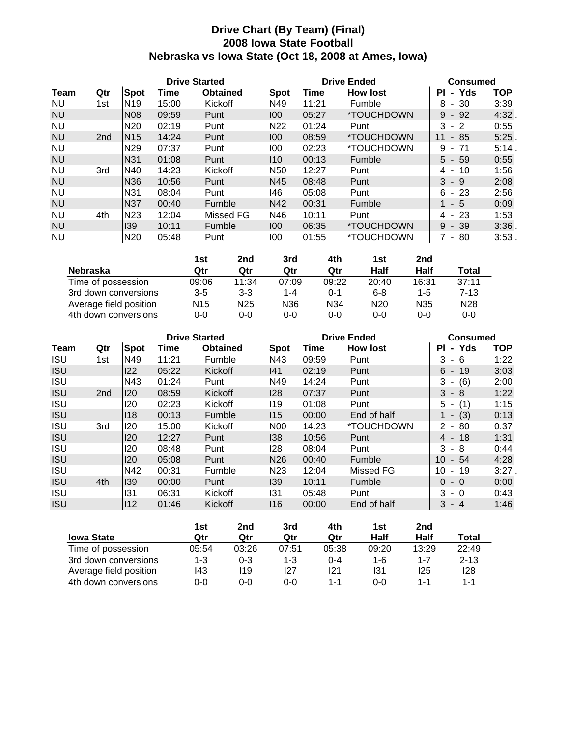# Drive Chart (By Team) (Final)
## 2008 Iowa State Football
## Nebraska vs Iowa State (Oct 18, 2008 at Ames, Iowa)

| | | Drive Started | | | Drive Ended | | | Consumed | |
|---|---|---|---|---|---|---|---|---|---|
| Team | Qtr | Spot | Time | Obtained | Spot | Time | How lost | Pl - Yds | TOP |
| NU | 1st | N19 | 15:00 | Kickoff | N49 | 11:21 | Fumble | 8 - 30 | 3:39 |
| NU | | N08 | 09:59 | Punt | I00 | 05:27 | *TOUCHDOWN | 9 - 92 | 4:32 . |
| NU | | N20 | 02:19 | Punt | N22 | 01:24 | Punt | 3 - 2 | 0:55 |
| NU | 2nd | N15 | 14:24 | Punt | I00 | 08:59 | *TOUCHDOWN | 11 - 85 | 5:25 . |
| NU | | N29 | 07:37 | Punt | I00 | 02:23 | *TOUCHDOWN | 9 - 71 | 5:14 . |
| NU | | N31 | 01:08 | Punt | I10 | 00:13 | Fumble | 5 - 59 | 0:55 |
| NU | 3rd | N40 | 14:23 | Kickoff | N50 | 12:27 | Punt | 4 - 10 | 1:56 |
| NU | | N36 | 10:56 | Punt | N45 | 08:48 | Punt | 3 - 9 | 2:08 |
| NU | | N31 | 08:04 | Punt | I46 | 05:08 | Punt | 6 - 23 | 2:56 |
| NU | | N37 | 00:40 | Fumble | N42 | 00:31 | Fumble | 1 - 5 | 0:09 |
| NU | 4th | N23 | 12:04 | Missed FG | N46 | 10:11 | Punt | 4 - 23 | 1:53 |
| NU | | I39 | 10:11 | Fumble | I00 | 06:35 | *TOUCHDOWN | 9 - 39 | 3:36 . |
| NU | | N20 | 05:48 | Punt | I00 | 01:55 | *TOUCHDOWN | 7 - 80 | 3:53 . |

| Nebraska | 1st Qtr | 2nd Qtr | 3rd Qtr | 4th Qtr | 1st Half | 2nd Half | Total |
|---|---|---|---|---|---|---|---|
| Time of possession | 09:06 | 11:34 | 07:09 | 09:22 | 20:40 | 16:31 | 37:11 |
| 3rd down conversions | 3-5 | 3-3 | 1-4 | 0-1 | 6-8 | 1-5 | 7-13 |
| Average field position | N15 | N25 | N36 | N34 | N20 | N35 | N28 |
| 4th down conversions | 0-0 | 0-0 | 0-0 | 0-0 | 0-0 | 0-0 | 0-0 |

| | | Drive Started | | | Drive Ended | | | Consumed | |
|---|---|---|---|---|---|---|---|---|---|
| Team | Qtr | Spot | Time | Obtained | Spot | Time | How lost | Pl - Yds | TOP |
| ISU | 1st | N49 | 11:21 | Fumble | N43 | 09:59 | Punt | 3 - 6 | 1:22 |
| ISU | | I22 | 05:22 | Kickoff | I41 | 02:19 | Punt | 6 - 19 | 3:03 |
| ISU | | N43 | 01:24 | Punt | N49 | 14:24 | Punt | 3 - (6) | 2:00 |
| ISU | 2nd | I20 | 08:59 | Kickoff | I28 | 07:37 | Punt | 3 - 8 | 1:22 |
| ISU | | I20 | 02:23 | Kickoff | I19 | 01:08 | Punt | 5 - (1) | 1:15 |
| ISU | | I18 | 00:13 | Fumble | I15 | 00:00 | End of half | 1 - (3) | 0:13 |
| ISU | 3rd | I20 | 15:00 | Kickoff | N00 | 14:23 | *TOUCHDOWN | 2 - 80 | 0:37 |
| ISU | | I20 | 12:27 | Punt | I38 | 10:56 | Punt | 4 - 18 | 1:31 |
| ISU | | I20 | 08:48 | Punt | I28 | 08:04 | Punt | 3 - 8 | 0:44 |
| ISU | | I20 | 05:08 | Punt | N26 | 00:40 | Fumble | 10 - 54 | 4:28 |
| ISU | | N42 | 00:31 | Fumble | N23 | 12:04 | Missed FG | 10 - 19 | 3:27 . |
| ISU | 4th | I39 | 00:00 | Punt | I39 | 10:11 | Fumble | 0 - 0 | 0:00 |
| ISU | | I31 | 06:31 | Kickoff | I31 | 05:48 | Punt | 3 - 0 | 0:43 |
| ISU | | I12 | 01:46 | Kickoff | I16 | 00:00 | End of half | 3 - 4 | 1:46 |

| Iowa State | 1st Qtr | 2nd Qtr | 3rd Qtr | 4th Qtr | 1st Half | 2nd Half | Total |
|---|---|---|---|---|---|---|---|
| Time of possession | 05:54 | 03:26 | 07:51 | 05:38 | 09:20 | 13:29 | 22:49 |
| 3rd down conversions | 1-3 | 0-3 | 1-3 | 0-4 | 1-6 | 1-7 | 2-13 |
| Average field position | I43 | I19 | I27 | I21 | I31 | I25 | I28 |
| 4th down conversions | 0-0 | 0-0 | 0-0 | 1-1 | 0-0 | 1-1 | 1-1 |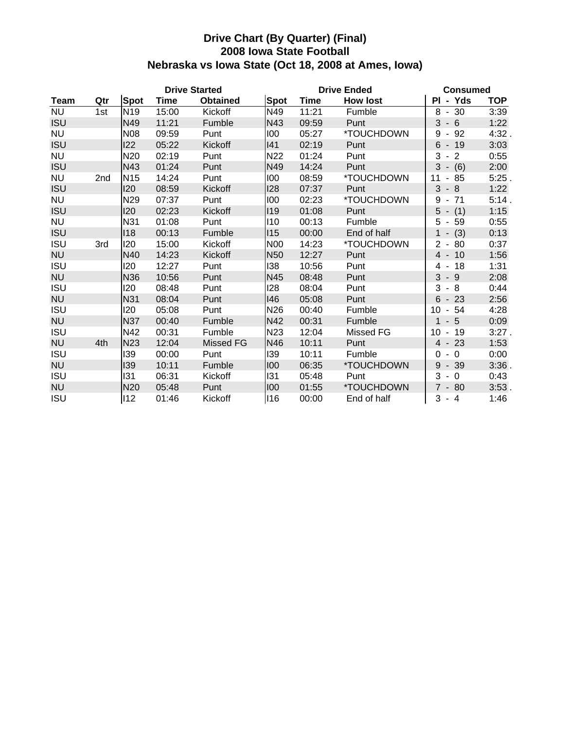# Drive Chart (By Quarter) (Final)
## 2008 Iowa State Football
## Nebraska vs Iowa State (Oct 18, 2008 at Ames, Iowa)

| | | Drive Started | | | Drive Ended | | | Consumed | |
|---|---|---|---|---|---|---|---|---|---|
| **Team** | **Qtr** | **Spot** | **Time** | **Obtained** | **Spot** | **Time** | **How lost** | **Pl - Yds** | **TOP** |
| NU | 1st | N19 | 15:00 | Kickoff | N49 | 11:21 | Fumble | 8 - 30 | 3:39 |
| ISU | | N49 | 11:21 | Fumble | N43 | 09:59 | Punt | 3 - 6 | 1:22 |
| NU | | N08 | 09:59 | Punt | I00 | 05:27 | *TOUCHDOWN | 9 - 92 | 4:32 . |
| ISU | | I22 | 05:22 | Kickoff | I41 | 02:19 | Punt | 6 - 19 | 3:03 |
| NU | | N20 | 02:19 | Punt | N22 | 01:24 | Punt | 3 - 2 | 0:55 |
| ISU | | N43 | 01:24 | Punt | N49 | 14:24 | Punt | 3 - (6) | 2:00 |
| NU | 2nd | N15 | 14:24 | Punt | I00 | 08:59 | *TOUCHDOWN | 11 - 85 | 5:25 . |
| ISU | | I20 | 08:59 | Kickoff | I28 | 07:37 | Punt | 3 - 8 | 1:22 |
| NU | | N29 | 07:37 | Punt | I00 | 02:23 | *TOUCHDOWN | 9 - 71 | 5:14 . |
| ISU | | I20 | 02:23 | Kickoff | I19 | 01:08 | Punt | 5 - (1) | 1:15 |
| NU | | N31 | 01:08 | Punt | I10 | 00:13 | Fumble | 5 - 59 | 0:55 |
| ISU | | I18 | 00:13 | Fumble | I15 | 00:00 | End of half | 1 - (3) | 0:13 |
| ISU | 3rd | I20 | 15:00 | Kickoff | N00 | 14:23 | *TOUCHDOWN | 2 - 80 | 0:37 |
| NU | | N40 | 14:23 | Kickoff | N50 | 12:27 | Punt | 4 - 10 | 1:56 |
| ISU | | I20 | 12:27 | Punt | I38 | 10:56 | Punt | 4 - 18 | 1:31 |
| NU | | N36 | 10:56 | Punt | N45 | 08:48 | Punt | 3 - 9 | 2:08 |
| ISU | | I20 | 08:48 | Punt | I28 | 08:04 | Punt | 3 - 8 | 0:44 |
| NU | | N31 | 08:04 | Punt | I46 | 05:08 | Punt | 6 - 23 | 2:56 |
| ISU | | I20 | 05:08 | Punt | N26 | 00:40 | Fumble | 10 - 54 | 4:28 |
| NU | | N37 | 00:40 | Fumble | N42 | 00:31 | Fumble | 1 - 5 | 0:09 |
| ISU | | N42 | 00:31 | Fumble | N23 | 12:04 | Missed FG | 10 - 19 | 3:27 . |
| NU | 4th | N23 | 12:04 | Missed FG | N46 | 10:11 | Punt | 4 - 23 | 1:53 |
| ISU | | I39 | 00:00 | Punt | I39 | 10:11 | Fumble | 0 - 0 | 0:00 |
| NU | | I39 | 10:11 | Fumble | I00 | 06:35 | *TOUCHDOWN | 9 - 39 | 3:36 . |
| ISU | | I31 | 06:31 | Kickoff | I31 | 05:48 | Punt | 3 - 0 | 0:43 |
| NU | | N20 | 05:48 | Punt | I00 | 01:55 | *TOUCHDOWN | 7 - 80 | 3:53 . |
| ISU | | I12 | 01:46 | Kickoff | I16 | 00:00 | End of half | 3 - 4 | 1:46 |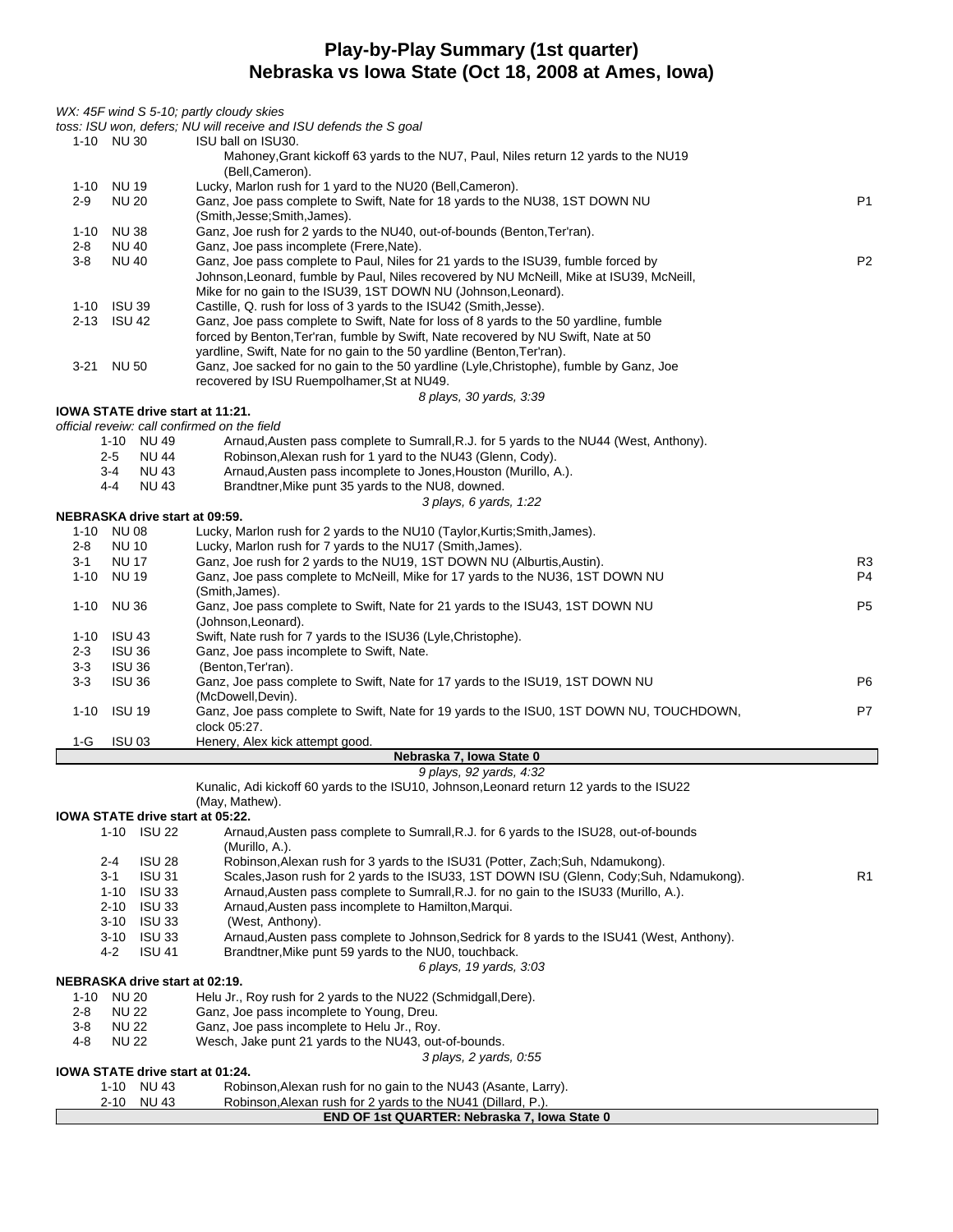# Play-by-Play Summary (1st quarter)
## Nebraska vs Iowa State (Oct 18, 2008 at Ames, Iowa)

*WX: 45F wind S 5-10; partly cloudy skies*

*toss: ISU won, defers; NU will receive and ISU defends the S goal*

| Down | Spot | Play | |
|---|---|---|---|
| 1-10 | NU 30 | ISU ball on ISU30. | |
| | | Mahoney,Grant kickoff 63 yards to the NU7, Paul, Niles return 12 yards to the NU19 (Bell,Cameron). | |
| 1-10 | NU 19 | Lucky, Marlon rush for 1 yard to the NU20 (Bell,Cameron). | |
| 2-9 | NU 20 | Ganz, Joe pass complete to Swift, Nate for 18 yards to the NU38, 1ST DOWN NU (Smith,Jesse;Smith,James). | P1 |
| 1-10 | NU 38 | Ganz, Joe rush for 2 yards to the NU40, out-of-bounds (Benton,Ter'ran). | |
| 2-8 | NU 40 | Ganz, Joe pass incomplete (Frere,Nate). | |
| 3-8 | NU 40 | Ganz, Joe pass complete to Paul, Niles for 21 yards to the ISU39, fumble forced by Johnson,Leonard, fumble by Paul, Niles recovered by NU McNeill, Mike at ISU39, McNeill, Mike for no gain to the ISU39, 1ST DOWN NU (Johnson,Leonard). | P2 |
| 1-10 | ISU 39 | Castille, Q. rush for loss of 3 yards to the ISU42 (Smith,Jesse). | |
| 2-13 | ISU 42 | Ganz, Joe pass complete to Swift, Nate for loss of 8 yards to the 50 yardline, fumble forced by Benton,Ter'ran, fumble by Swift, Nate recovered by NU Swift, Nate at 50 yardline, Swift, Nate for no gain to the 50 yardline (Benton,Ter'ran). | |
| 3-21 | NU 50 | Ganz, Joe sacked for no gain to the 50 yardline (Lyle,Christophe), fumble by Ganz, Joe recovered by ISU Ruempolhamer,St at NU49. | |
| | | *8 plays, 30 yards, 3:39* | |

**IOWA STATE drive start at 11:21.**

*official reveiw: call confirmed on the field*

| Down | Spot | Play | |
|---|---|---|---|
| 1-10 | NU 49 | Arnaud,Austen pass complete to Sumrall,R.J. for 5 yards to the NU44 (West, Anthony). | |
| 2-5 | NU 44 | Robinson,Alexan rush for 1 yard to the NU43 (Glenn, Cody). | |
| 3-4 | NU 43 | Arnaud,Austen pass incomplete to Jones,Houston (Murillo, A.). | |
| 4-4 | NU 43 | Brandtner,Mike punt 35 yards to the NU8, downed. | |
| | | *3 plays, 6 yards, 1:22* | |

**NEBRASKA drive start at 09:59.**

| Down | Spot | Play | |
|---|---|---|---|
| 1-10 | NU 08 | Lucky, Marlon rush for 2 yards to the NU10 (Taylor,Kurtis;Smith,James). | |
| 2-8 | NU 10 | Lucky, Marlon rush for 7 yards to the NU17 (Smith,James). | |
| 3-1 | NU 17 | Ganz, Joe rush for 2 yards to the NU19, 1ST DOWN NU (Alburtis,Austin). | R3 |
| 1-10 | NU 19 | Ganz, Joe pass complete to McNeill, Mike for 17 yards to the NU36, 1ST DOWN NU (Smith,James). | P4 |
| 1-10 | NU 36 | Ganz, Joe pass complete to Swift, Nate for 21 yards to the ISU43, 1ST DOWN NU (Johnson,Leonard). | P5 |
| 1-10 | ISU 43 | Swift, Nate rush for 7 yards to the ISU36 (Lyle,Christophe). | |
| 2-3 | ISU 36 | Ganz, Joe pass incomplete to Swift, Nate. | |
| 3-3 | ISU 36 | (Benton,Ter'ran). | |
| 3-3 | ISU 36 | Ganz, Joe pass complete to Swift, Nate for 17 yards to the ISU19, 1ST DOWN NU (McDowell,Devin). | P6 |
| 1-10 | ISU 19 | Ganz, Joe pass complete to Swift, Nate for 19 yards to the ISU0, 1ST DOWN NU, TOUCHDOWN, clock 05:27. | P7 |
| 1-G | ISU 03 | Henery, Alex kick attempt good. | |

**Nebraska 7, Iowa State 0**

*9 plays, 92 yards, 4:32*

Kunalic, Adi kickoff 60 yards to the ISU10, Johnson,Leonard return 12 yards to the ISU22 (May, Mathew).

**IOWA STATE drive start at 05:22.**

| Down | Spot | Play | |
|---|---|---|---|
| 1-10 | ISU 22 | Arnaud,Austen pass complete to Sumrall,R.J. for 6 yards to the ISU28, out-of-bounds (Murillo, A.). | |
| 2-4 | ISU 28 | Robinson,Alexan rush for 3 yards to the ISU31 (Potter, Zach;Suh, Ndamukong). | |
| 3-1 | ISU 31 | Scales,Jason rush for 2 yards to the ISU33, 1ST DOWN ISU (Glenn, Cody;Suh, Ndamukong). | R1 |
| 1-10 | ISU 33 | Arnaud,Austen pass complete to Sumrall,R.J. for no gain to the ISU33 (Murillo, A.). | |
| 2-10 | ISU 33 | Arnaud,Austen pass incomplete to Hamilton,Marqui. | |
| 3-10 | ISU 33 | (West, Anthony). | |
| 3-10 | ISU 33 | Arnaud,Austen pass complete to Johnson,Sedrick for 8 yards to the ISU41 (West, Anthony). | |
| 4-2 | ISU 41 | Brandtner,Mike punt 59 yards to the NU0, touchback. | |
| | | *6 plays, 19 yards, 3:03* | |

**NEBRASKA drive start at 02:19.**

| Down | Spot | Play |
|---|---|---|
| 1-10 | NU 20 | Helu Jr., Roy rush for 2 yards to the NU22 (Schmidgall,Dere). |
| 2-8 | NU 22 | Ganz, Joe pass incomplete to Young, Dreu. |
| 3-8 | NU 22 | Ganz, Joe pass incomplete to Helu Jr., Roy. |
| 4-8 | NU 22 | Wesch, Jake punt 21 yards to the NU43, out-of-bounds. |
| | | *3 plays, 2 yards, 0:55* |

**IOWA STATE drive start at 01:24.**

| Down | Spot | Play |
|---|---|---|
| 1-10 | NU 43 | Robinson,Alexan rush for no gain to the NU43 (Asante, Larry). |
| 2-10 | NU 43 | Robinson,Alexan rush for 2 yards to the NU41 (Dillard, P.). |

**END OF 1st QUARTER: Nebraska 7, Iowa State 0**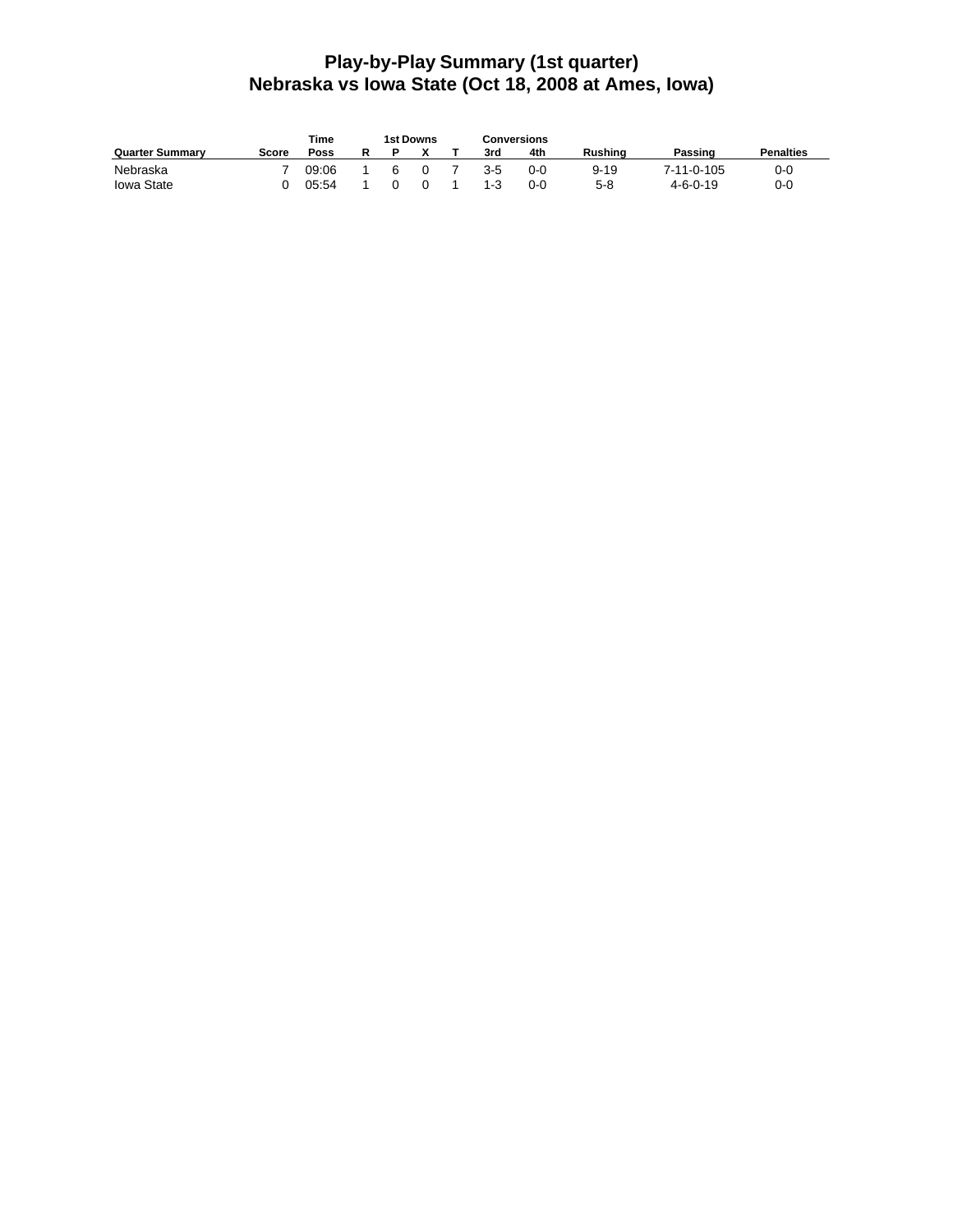# Play-by-Play Summary (1st quarter)
## Nebraska vs Iowa State (Oct 18, 2008 at Ames, Iowa)

| | | Time | 1st Downs | | | | Conversions | | | | |
|---|---|---|---|---|---|---|---|---|---|---|---|
| Quarter Summary | Score | Poss | R | P | X | T | 3rd | 4th | Rushing | Passing | Penalties |
| Nebraska | 7 | 09:06 | 1 | 6 | 0 | 7 | 3-5 | 0-0 | 9-19 | 7-11-0-105 | 0-0 |
| Iowa State | 0 | 05:54 | 1 | 0 | 0 | 1 | 1-3 | 0-0 | 5-8 | 4-6-0-19 | 0-0 |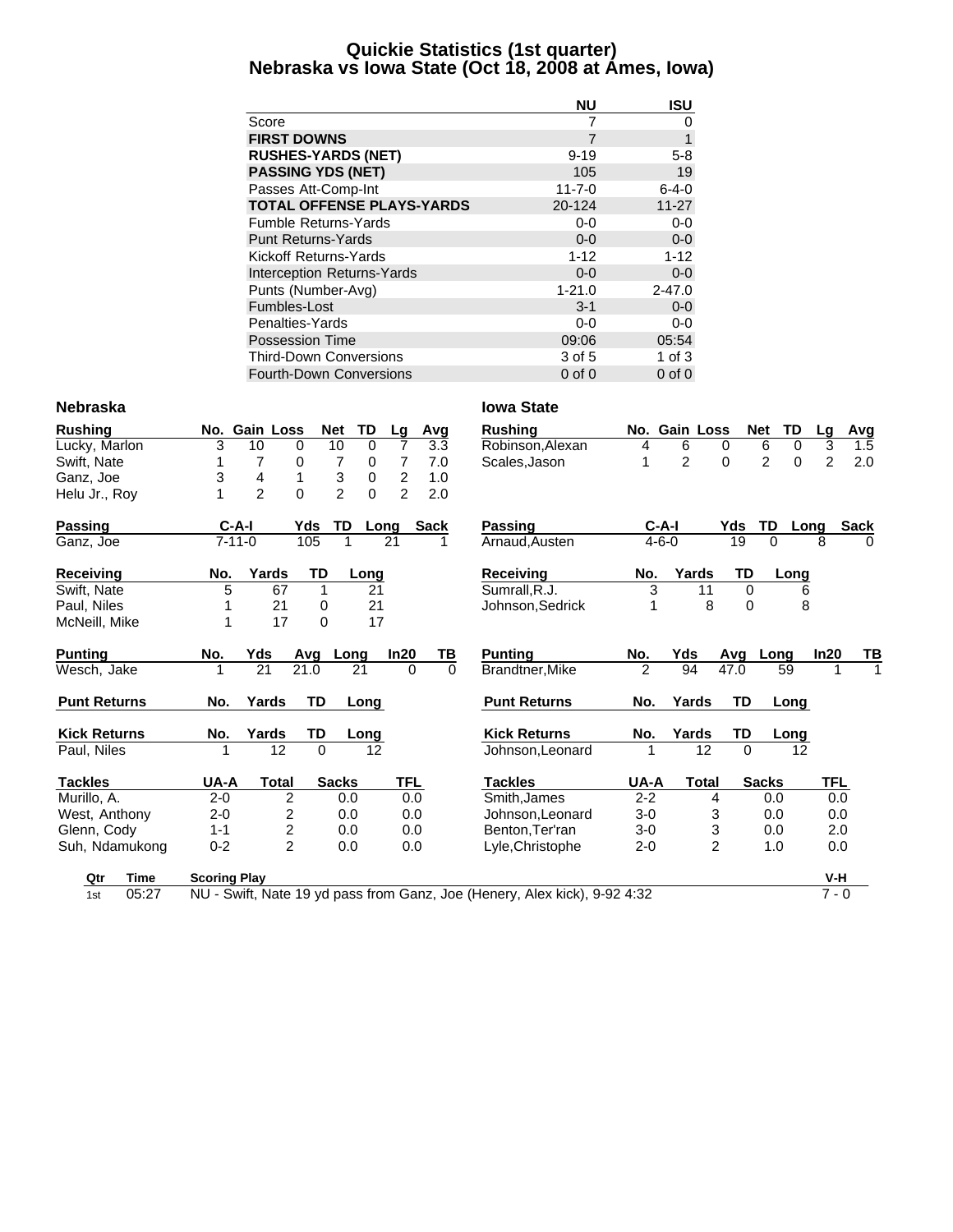# Quickie Statistics (1st quarter)
## Nebraska vs Iowa State (Oct 18, 2008 at Ames, Iowa)

| | NU | ISU |
|---|---|---|
| Score | 7 | 0 |
| **FIRST DOWNS** | 7 | 1 |
| **RUSHES-YARDS (NET)** | 9-19 | 5-8 |
| **PASSING YDS (NET)** | 105 | 19 |
| Passes Att-Comp-Int | 11-7-0 | 6-4-0 |
| **TOTAL OFFENSE PLAYS-YARDS** | 20-124 | 11-27 |
| Fumble Returns-Yards | 0-0 | 0-0 |
| Punt Returns-Yards | 0-0 | 0-0 |
| Kickoff Returns-Yards | 1-12 | 1-12 |
| Interception Returns-Yards | 0-0 | 0-0 |
| Punts (Number-Avg) | 1-21.0 | 2-47.0 |
| Fumbles-Lost | 3-1 | 0-0 |
| Penalties-Yards | 0-0 | 0-0 |
| Possession Time | 09:06 | 05:54 |
| Third-Down Conversions | 3 of 5 | 1 of 3 |
| Fourth-Down Conversions | 0 of 0 | 0 of 0 |

### Nebraska

| Rushing | No. | Gain | Loss | Net | TD | Lg | Avg |
|---|---|---|---|---|---|---|---|
| Lucky, Marlon | 3 | 10 | 0 | 10 | 0 | 7 | 3.3 |
| Swift, Nate | 1 | 7 | 0 | 7 | 0 | 7 | 7.0 |
| Ganz, Joe | 3 | 4 | 1 | 3 | 0 | 2 | 1.0 |
| Helu Jr., Roy | 1 | 2 | 0 | 2 | 0 | 2 | 2.0 |

| Passing | C-A-I | Yds | TD | Long | Sack |
|---|---|---|---|---|---|
| Ganz, Joe | 7-11-0 | 105 | 1 | 21 | 1 |

| Receiving | No. | Yards | TD | Long |
|---|---|---|---|---|
| Swift, Nate | 5 | 67 | 1 | 21 |
| Paul, Niles | 1 | 21 | 0 | 21 |
| McNeill, Mike | 1 | 17 | 0 | 17 |

| Punting | No. | Yds | Avg | Long | In20 | TB |
|---|---|---|---|---|---|---|
| Wesch, Jake | 1 | 21 | 21.0 | 21 | 0 | 0 |

| Punt Returns | No. | Yards | TD | Long |
|---|---|---|---|---|

| Kick Returns | No. | Yards | TD | Long |
|---|---|---|---|---|
| Paul, Niles | 1 | 12 | 0 | 12 |

| Tackles | UA-A | Total | Sacks | TFL |
|---|---|---|---|---|
| Murillo, A. | 2-0 | 2 | 0.0 | 0.0 |
| West, Anthony | 2-0 | 2 | 0.0 | 0.0 |
| Glenn, Cody | 1-1 | 2 | 0.0 | 0.0 |
| Suh, Ndamukong | 0-2 | 2 | 0.0 | 0.0 |

### Iowa State

| Rushing | No. | Gain | Loss | Net | TD | Lg | Avg |
|---|---|---|---|---|---|---|---|
| Robinson,Alexan | 4 | 6 | 0 | 6 | 0 | 3 | 1.5 |
| Scales,Jason | 1 | 2 | 0 | 2 | 0 | 2 | 2.0 |

| Passing | C-A-I | Yds | TD | Long | Sack |
|---|---|---|---|---|---|
| Arnaud,Austen | 4-6-0 | 19 | 0 | 8 | 0 |

| Receiving | No. | Yards | TD | Long |
|---|---|---|---|---|
| Sumrall,R.J. | 3 | 11 | 0 | 6 |
| Johnson,Sedrick | 1 | 8 | 0 | 8 |

| Punting | No. | Yds | Avg | Long | In20 | TB |
|---|---|---|---|---|---|---|
| Brandtner,Mike | 2 | 94 | 47.0 | 59 | 1 | 1 |

| Punt Returns | No. | Yards | TD | Long |
|---|---|---|---|---|

| Kick Returns | No. | Yards | TD | Long |
|---|---|---|---|---|
| Johnson,Leonard | 1 | 12 | 0 | 12 |

| Tackles | UA-A | Total | Sacks | TFL |
|---|---|---|---|---|
| Smith,James | 2-2 | 4 | 0.0 | 0.0 |
| Johnson,Leonard | 3-0 | 3 | 0.0 | 0.0 |
| Benton,Ter'ran | 3-0 | 3 | 0.0 | 2.0 |
| Lyle,Christophe | 2-0 | 2 | 1.0 | 0.0 |

| Qtr | Time | Scoring Play | V-H |
|---|---|---|---|
| 1st | 05:27 | NU - Swift, Nate 19 yd pass from Ganz, Joe (Henery, Alex kick), 9-92 4:32 | 7 - 0 |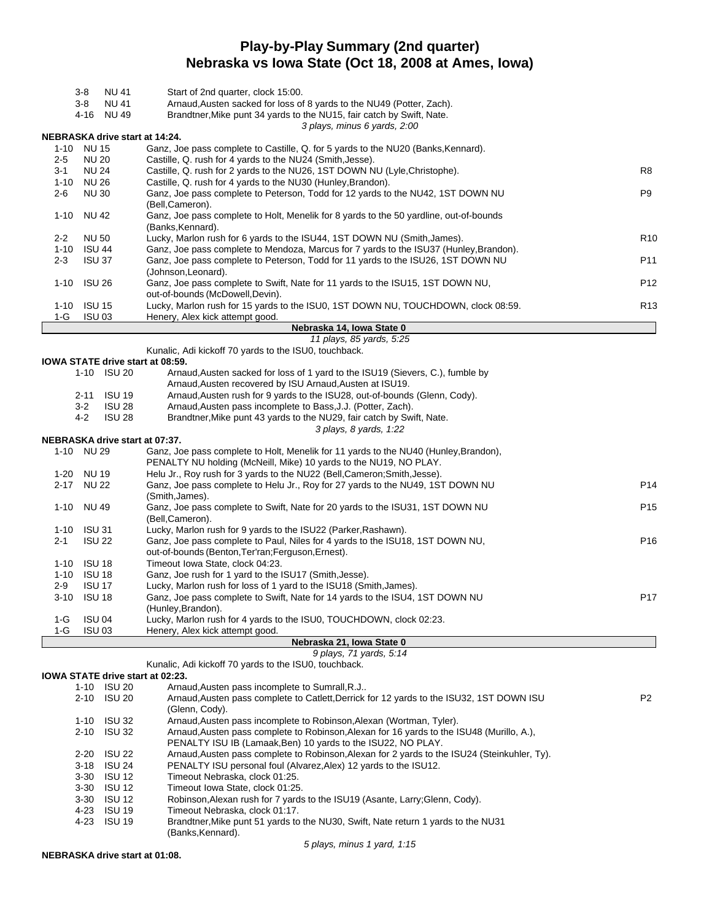# Play-by-Play Summary (2nd quarter)
## Nebraska vs Iowa State (Oct 18, 2008 at Ames, Iowa)

| | | | |
|---|---|---|---|
| 3-8 | NU 41 | Start of 2nd quarter, clock 15:00. | |
| 3-8 | NU 41 | Arnaud,Austen sacked for loss of 8 yards to the NU49 (Potter, Zach). | |
| 4-16 | NU 49 | Brandtner,Mike punt 34 yards to the NU15, fair catch by Swift, Nate. | |
| | | *3 plays, minus 6 yards, 2:00* | |

**NEBRASKA drive start at 14:24.**

| | | | |
|---|---|---|---|
| 1-10 | NU 15 | Ganz, Joe pass complete to Castille, Q. for 5 yards to the NU20 (Banks,Kennard). | |
| 2-5 | NU 20 | Castille, Q. rush for 4 yards to the NU24 (Smith,Jesse). | |
| 3-1 | NU 24 | Castille, Q. rush for 2 yards to the NU26, 1ST DOWN NU (Lyle,Christophe). | R8 |
| 1-10 | NU 26 | Castille, Q. rush for 4 yards to the NU30 (Hunley,Brandon). | |
| 2-6 | NU 30 | Ganz, Joe pass complete to Peterson, Todd for 12 yards to the NU42, 1ST DOWN NU (Bell,Cameron). | P9 |
| 1-10 | NU 42 | Ganz, Joe pass complete to Holt, Menelik for 8 yards to the 50 yardline, out-of-bounds (Banks,Kennard). | |
| 2-2 | NU 50 | Lucky, Marlon rush for 6 yards to the ISU44, 1ST DOWN NU (Smith,James). | R10 |
| 1-10 | ISU 44 | Ganz, Joe pass complete to Mendoza, Marcus for 7 yards to the ISU37 (Hunley,Brandon). | |
| 2-3 | ISU 37 | Ganz, Joe pass complete to Peterson, Todd for 11 yards to the ISU26, 1ST DOWN NU (Johnson,Leonard). | P11 |
| 1-10 | ISU 26 | Ganz, Joe pass complete to Swift, Nate for 11 yards to the ISU15, 1ST DOWN NU, out-of-bounds (McDowell,Devin). | P12 |
| 1-10 | ISU 15 | Lucky, Marlon rush for 15 yards to the ISU0, 1ST DOWN NU, TOUCHDOWN, clock 08:59. | R13 |
| 1-G | ISU 03 | Henery, Alex kick attempt good. | |
| | | **Nebraska 14, Iowa State 0** | |
| | | *11 plays, 85 yards, 5:25* | |
| | | Kunalic, Adi kickoff 70 yards to the ISU0, touchback. | |

**IOWA STATE drive start at 08:59.**

| | | | |
|---|---|---|---|
| 1-10 | ISU 20 | Arnaud,Austen sacked for loss of 1 yard to the ISU19 (Sievers, C.), fumble by Arnaud,Austen recovered by ISU Arnaud,Austen at ISU19. | |
| 2-11 | ISU 19 | Arnaud,Austen rush for 9 yards to the ISU28, out-of-bounds (Glenn, Cody). | |
| 3-2 | ISU 28 | Arnaud,Austen pass incomplete to Bass,J.J. (Potter, Zach). | |
| 4-2 | ISU 28 | Brandtner,Mike punt 43 yards to the NU29, fair catch by Swift, Nate. | |
| | | *3 plays, 8 yards, 1:22* | |

**NEBRASKA drive start at 07:37.**

| | | | |
|---|---|---|---|
| 1-10 | NU 29 | Ganz, Joe pass complete to Holt, Menelik for 11 yards to the NU40 (Hunley,Brandon), PENALTY NU holding (McNeill, Mike) 10 yards to the NU19, NO PLAY. | |
| 1-20 | NU 19 | Helu Jr., Roy rush for 3 yards to the NU22 (Bell,Cameron;Smith,Jesse). | |
| 2-17 | NU 22 | Ganz, Joe pass complete to Helu Jr., Roy for 27 yards to the NU49, 1ST DOWN NU (Smith,James). | P14 |
| 1-10 | NU 49 | Ganz, Joe pass complete to Swift, Nate for 20 yards to the ISU31, 1ST DOWN NU (Bell,Cameron). | P15 |
| 1-10 | ISU 31 | Lucky, Marlon rush for 9 yards to the ISU22 (Parker,Rashawn). | |
| 2-1 | ISU 22 | Ganz, Joe pass complete to Paul, Niles for 4 yards to the ISU18, 1ST DOWN NU, out-of-bounds (Benton,Ter'ran;Ferguson,Ernest). | P16 |
| 1-10 | ISU 18 | Timeout Iowa State, clock 04:23. | |
| 1-10 | ISU 18 | Ganz, Joe rush for 1 yard to the ISU17 (Smith,Jesse). | |
| 2-9 | ISU 17 | Lucky, Marlon rush for loss of 1 yard to the ISU18 (Smith,James). | |
| 3-10 | ISU 18 | Ganz, Joe pass complete to Swift, Nate for 14 yards to the ISU4, 1ST DOWN NU (Hunley,Brandon). | P17 |
| 1-G | ISU 04 | Lucky, Marlon rush for 4 yards to the ISU0, TOUCHDOWN, clock 02:23. | |
| 1-G | ISU 03 | Henery, Alex kick attempt good. | |
| | | **Nebraska 21, Iowa State 0** | |
| | | *9 plays, 71 yards, 5:14* | |
| | | Kunalic, Adi kickoff 70 yards to the ISU0, touchback. | |

**IOWA STATE drive start at 02:23.**

| | | | |
|---|---|---|---|
| 1-10 | ISU 20 | Arnaud,Austen pass incomplete to Sumrall,R.J.. | |
| 2-10 | ISU 20 | Arnaud,Austen pass complete to Catlett,Derrick for 12 yards to the ISU32, 1ST DOWN ISU (Glenn, Cody). | P2 |
| 1-10 | ISU 32 | Arnaud,Austen pass incomplete to Robinson,Alexan (Wortman, Tyler). | |
| 2-10 | ISU 32 | Arnaud,Austen pass complete to Robinson,Alexan for 16 yards to the ISU48 (Murillo, A.), PENALTY ISU IB (Lamaak,Ben) 10 yards to the ISU22, NO PLAY. | |
| 2-20 | ISU 22 | Arnaud,Austen pass complete to Robinson,Alexan for 2 yards to the ISU24 (Steinkuhler, Ty). | |
| 3-18 | ISU 24 | PENALTY ISU personal foul (Alvarez,Alex) 12 yards to the ISU12. | |
| 3-30 | ISU 12 | Timeout Nebraska, clock 01:25. | |
| 3-30 | ISU 12 | Timeout Iowa State, clock 01:25. | |
| 3-30 | ISU 12 | Robinson,Alexan rush for 7 yards to the ISU19 (Asante, Larry;Glenn, Cody). | |
| 4-23 | ISU 19 | Timeout Nebraska, clock 01:17. | |
| 4-23 | ISU 19 | Brandtner,Mike punt 51 yards to the NU30, Swift, Nate return 1 yards to the NU31 (Banks,Kennard). | |
| | | *5 plays, minus 1 yard, 1:15* | |

**NEBRASKA drive start at 01:08.**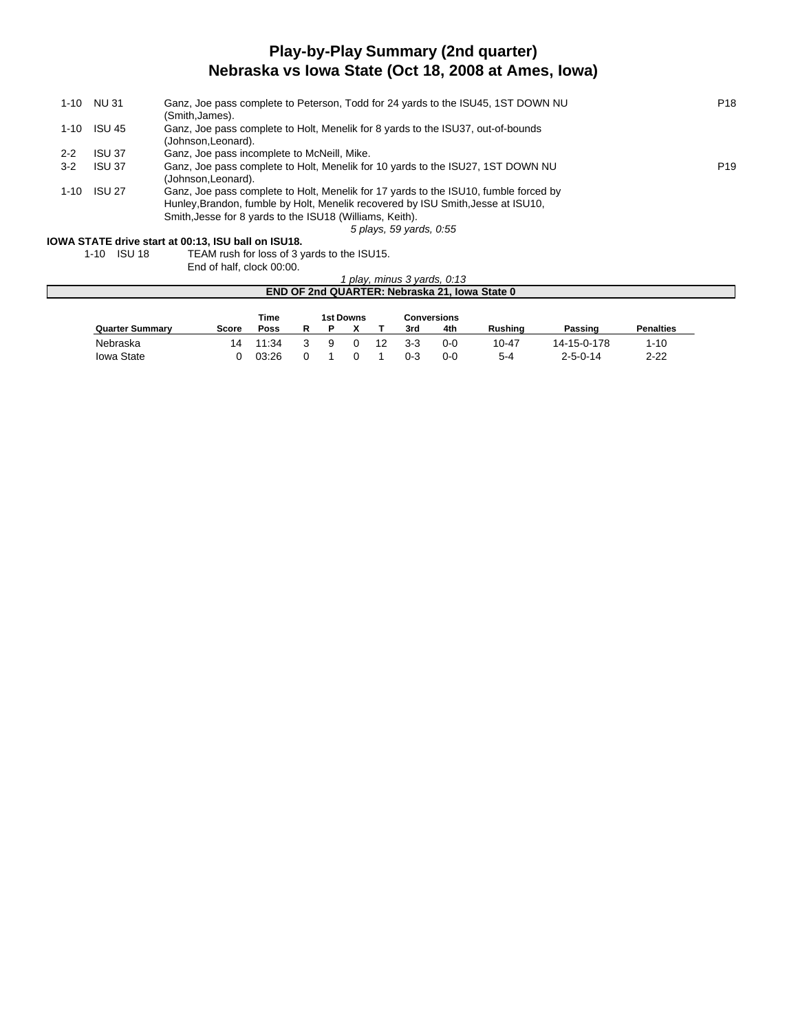# Play-by-Play Summary (2nd quarter)
## Nebraska vs Iowa State (Oct 18, 2008 at Ames, Iowa)

| Down | Spot | Play | |
|---|---|---|---|
| 1-10 | NU 31 | Ganz, Joe pass complete to Peterson, Todd for 24 yards to the ISU45, 1ST DOWN NU (Smith,James). | P18 |
| 1-10 | ISU 45 | Ganz, Joe pass complete to Holt, Menelik for 8 yards to the ISU37, out-of-bounds (Johnson,Leonard). | |
| 2-2 | ISU 37 | Ganz, Joe pass incomplete to McNeill, Mike. | |
| 3-2 | ISU 37 | Ganz, Joe pass complete to Holt, Menelik for 10 yards to the ISU27, 1ST DOWN NU (Johnson,Leonard). | P19 |
| 1-10 | ISU 27 | Ganz, Joe pass complete to Holt, Menelik for 17 yards to the ISU10, fumble forced by Hunley,Brandon, fumble by Holt, Menelik recovered by ISU Smith,Jesse at ISU10, Smith,Jesse for 8 yards to the ISU18 (Williams, Keith). | |

*5 plays, 59 yards, 0:55*

**IOWA STATE drive start at 00:13, ISU ball on ISU18.**

| Down | Spot | Play |
|---|---|---|
| 1-10 | ISU 18 | TEAM rush for loss of 3 yards to the ISU15. |
| | | End of half, clock 00:00. |

*1 play, minus 3 yards, 0:13*

**END OF 2nd QUARTER: Nebraska 21, Iowa State 0**

| | | Time | 1st Downs | | | | Conversions | | | | |
|---|---|---|---|---|---|---|---|---|---|---|---|
| **Quarter Summary** | **Score** | **Poss** | **R** | **P** | **X** | **T** | **3rd** | **4th** | **Rushing** | **Passing** | **Penalties** |
| Nebraska | 14 | 11:34 | 3 | 9 | 0 | 12 | 3-3 | 0-0 | 10-47 | 14-15-0-178 | 1-10 |
| Iowa State | 0 | 03:26 | 0 | 1 | 0 | 1 | 0-3 | 0-0 | 5-4 | 2-5-0-14 | 2-22 |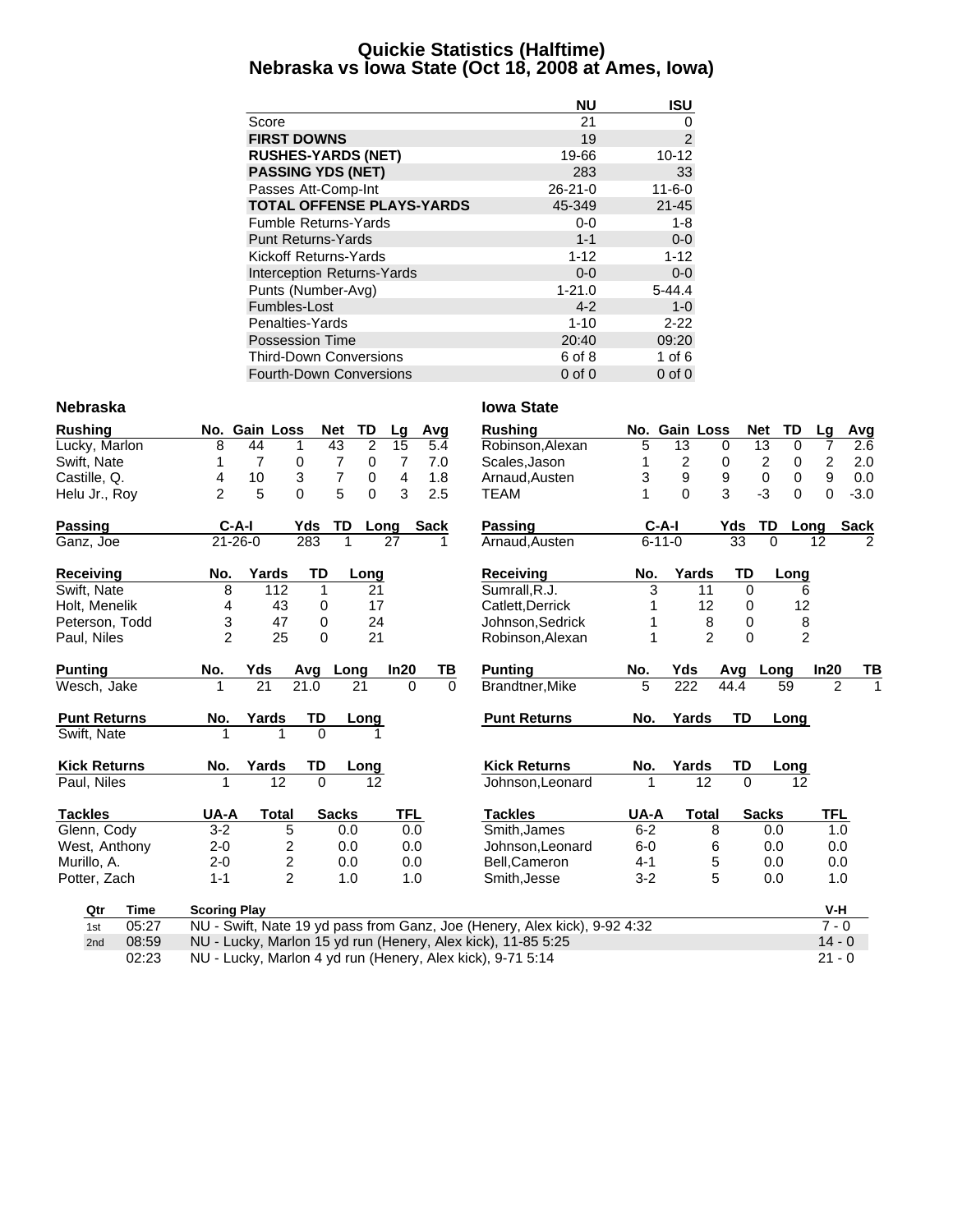# Quickie Statistics (Halftime)
## Nebraska vs Iowa State (Oct 18, 2008 at Ames, Iowa)

| | NU | ISU |
|---|---|---|
| Score | 21 | 0 |
| **FIRST DOWNS** | 19 | 2 |
| **RUSHES-YARDS (NET)** | 19-66 | 10-12 |
| **PASSING YDS (NET)** | 283 | 33 |
| Passes Att-Comp-Int | 26-21-0 | 11-6-0 |
| **TOTAL OFFENSE PLAYS-YARDS** | 45-349 | 21-45 |
| Fumble Returns-Yards | 0-0 | 1-8 |
| Punt Returns-Yards | 1-1 | 0-0 |
| Kickoff Returns-Yards | 1-12 | 1-12 |
| Interception Returns-Yards | 0-0 | 0-0 |
| Punts (Number-Avg) | 1-21.0 | 5-44.4 |
| Fumbles-Lost | 4-2 | 1-0 |
| Penalties-Yards | 1-10 | 2-22 |
| Possession Time | 20:40 | 09:20 |
| Third-Down Conversions | 6 of 8 | 1 of 6 |
| Fourth-Down Conversions | 0 of 0 | 0 of 0 |

### Nebraska

| Rushing | No. | Gain | Loss | Net | TD | Lg | Avg |
|---|---|---|---|---|---|---|---|
| Lucky, Marlon | 8 | 44 | 1 | 43 | 2 | 15 | 5.4 |
| Swift, Nate | 1 | 7 | 0 | 7 | 0 | 7 | 7.0 |
| Castille, Q. | 4 | 10 | 3 | 7 | 0 | 4 | 1.8 |
| Helu Jr., Roy | 2 | 5 | 0 | 5 | 0 | 3 | 2.5 |

| Passing | C-A-I | Yds | TD | Long | Sack |
|---|---|---|---|---|---|
| Ganz, Joe | 21-26-0 | 283 | 1 | 27 | 1 |

| Receiving | No. | Yards | TD | Long |
|---|---|---|---|---|
| Swift, Nate | 8 | 112 | 1 | 21 |
| Holt, Menelik | 4 | 43 | 0 | 17 |
| Peterson, Todd | 3 | 47 | 0 | 24 |
| Paul, Niles | 2 | 25 | 0 | 21 |

| Punting | No. | Yds | Avg | Long | In20 | TB |
|---|---|---|---|---|---|---|
| Wesch, Jake | 1 | 21 | 21.0 | 21 | 0 | 0 |

| Punt Returns | No. | Yards | TD | Long |
|---|---|---|---|---|
| Swift, Nate | 1 | 1 | 0 | 1 |

| Kick Returns | No. | Yards | TD | Long |
|---|---|---|---|---|
| Paul, Niles | 1 | 12 | 0 | 12 |

| Tackles | UA-A | Total | Sacks | TFL |
|---|---|---|---|---|
| Glenn, Cody | 3-2 | 5 | 0.0 | 0.0 |
| West, Anthony | 2-0 | 2 | 0.0 | 0.0 |
| Murillo, A. | 2-0 | 2 | 0.0 | 0.0 |
| Potter, Zach | 1-1 | 2 | 1.0 | 1.0 |

### Iowa State

| Rushing | No. | Gain | Loss | Net | TD | Lg | Avg |
|---|---|---|---|---|---|---|---|
| Robinson,Alexan | 5 | 13 | 0 | 13 | 0 | 7 | 2.6 |
| Scales,Jason | 1 | 2 | 0 | 2 | 0 | 2 | 2.0 |
| Arnaud,Austen | 3 | 9 | 9 | 0 | 0 | 9 | 0.0 |
| TEAM | 1 | 0 | 3 | -3 | 0 | 0 | -3.0 |

| Passing | C-A-I | Yds | TD | Long | Sack |
|---|---|---|---|---|---|
| Arnaud,Austen | 6-11-0 | 33 | 0 | 12 | 2 |

| Receiving | No. | Yards | TD | Long |
|---|---|---|---|---|
| Sumrall,R.J. | 3 | 11 | 0 | 6 |
| Catlett,Derrick | 1 | 12 | 0 | 12 |
| Johnson,Sedrick | 1 | 8 | 0 | 8 |
| Robinson,Alexan | 1 | 2 | 0 | 2 |

| Punting | No. | Yds | Avg | Long | In20 | TB |
|---|---|---|---|---|---|---|
| Brandtner,Mike | 5 | 222 | 44.4 | 59 | 2 | 1 |

| Punt Returns | No. | Yards | TD | Long |
|---|---|---|---|---|

| Kick Returns | No. | Yards | TD | Long |
|---|---|---|---|---|
| Johnson,Leonard | 1 | 12 | 0 | 12 |

| Tackles | UA-A | Total | Sacks | TFL |
|---|---|---|---|---|
| Smith,James | 6-2 | 8 | 0.0 | 1.0 |
| Johnson,Leonard | 6-0 | 6 | 0.0 | 0.0 |
| Bell,Cameron | 4-1 | 5 | 0.0 | 0.0 |
| Smith,Jesse | 3-2 | 5 | 0.0 | 1.0 |

| Qtr | Time | Scoring Play | V-H |
|---|---|---|---|
| 1st | 05:27 | NU - Swift, Nate 19 yd pass from Ganz, Joe (Henery, Alex kick), 9-92 4:32 | 7 - 0 |
| 2nd | 08:59 | NU - Lucky, Marlon 15 yd run (Henery, Alex kick), 11-85 5:25 | 14 - 0 |
| | 02:23 | NU - Lucky, Marlon 4 yd run (Henery, Alex kick), 9-71 5:14 | 21 - 0 |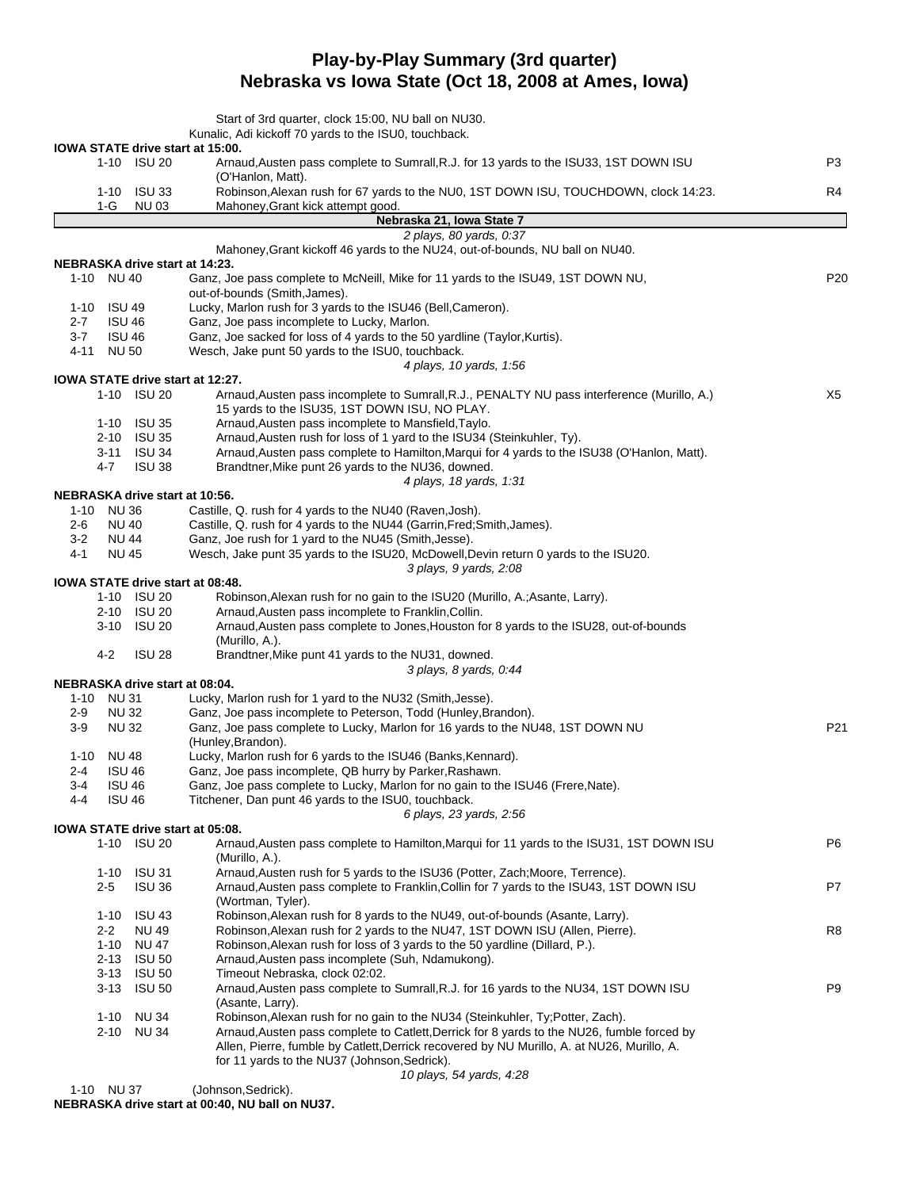# Play-by-Play Summary (3rd quarter)
## Nebraska vs Iowa State (Oct 18, 2008 at Ames, Iowa)

Start of 3rd quarter, clock 15:00, NU ball on NU30.
Kunalic, Adi kickoff 70 yards to the ISU0, touchback.

**IOWA STATE drive start at 15:00.**

| Down | Spot | Play | |
|---|---|---|---|
| 1-10 | ISU 20 | Arnaud,Austen pass complete to Sumrall,R.J. for 13 yards to the ISU33, 1ST DOWN ISU (O'Hanlon, Matt). | P3 |
| 1-10 | ISU 33 | Robinson,Alexan rush for 67 yards to the NU0, 1ST DOWN ISU, TOUCHDOWN, clock 14:23. | R4 |
| 1-G | NU 03 | Mahoney,Grant kick attempt good. | |

**Nebraska 21, Iowa State 7**

*2 plays, 80 yards, 0:37*

Mahoney,Grant kickoff 46 yards to the NU24, out-of-bounds, NU ball on NU40.

**NEBRASKA drive start at 14:23.**

| Down | Spot | Play | |
|---|---|---|---|
| 1-10 | NU 40 | Ganz, Joe pass complete to McNeill, Mike for 11 yards to the ISU49, 1ST DOWN NU, out-of-bounds (Smith,James). | P20 |
| 1-10 | ISU 49 | Lucky, Marlon rush for 3 yards to the ISU46 (Bell,Cameron). | |
| 2-7 | ISU 46 | Ganz, Joe pass incomplete to Lucky, Marlon. | |
| 3-7 | ISU 46 | Ganz, Joe sacked for loss of 4 yards to the 50 yardline (Taylor,Kurtis). | |
| 4-11 | NU 50 | Wesch, Jake punt 50 yards to the ISU0, touchback. | |

*4 plays, 10 yards, 1:56*

**IOWA STATE drive start at 12:27.**

| Down | Spot | Play | |
|---|---|---|---|
| 1-10 | ISU 20 | Arnaud,Austen pass incomplete to Sumrall,R.J., PENALTY NU pass interference (Murillo, A.) 15 yards to the ISU35, 1ST DOWN ISU, NO PLAY. | X5 |
| 1-10 | ISU 35 | Arnaud,Austen pass incomplete to Mansfield,Taylo. | |
| 2-10 | ISU 35 | Arnaud,Austen rush for loss of 1 yard to the ISU34 (Steinkuhler, Ty). | |
| 3-11 | ISU 34 | Arnaud,Austen pass complete to Hamilton,Marqui for 4 yards to the ISU38 (O'Hanlon, Matt). | |
| 4-7 | ISU 38 | Brandtner,Mike punt 26 yards to the NU36, downed. | |

*4 plays, 18 yards, 1:31*

**NEBRASKA drive start at 10:56.**

| Down | Spot | Play | |
|---|---|---|---|
| 1-10 | NU 36 | Castille, Q. rush for 4 yards to the NU40 (Raven,Josh). | |
| 2-6 | NU 40 | Castille, Q. rush for 4 yards to the NU44 (Garrin,Fred;Smith,James). | |
| 3-2 | NU 44 | Ganz, Joe rush for 1 yard to the NU45 (Smith,Jesse). | |
| 4-1 | NU 45 | Wesch, Jake punt 35 yards to the ISU20, McDowell,Devin return 0 yards to the ISU20. | |

*3 plays, 9 yards, 2:08*

**IOWA STATE drive start at 08:48.**

| Down | Spot | Play | |
|---|---|---|---|
| 1-10 | ISU 20 | Robinson,Alexan rush for no gain to the ISU20 (Murillo, A.;Asante, Larry). | |
| 2-10 | ISU 20 | Arnaud,Austen pass incomplete to Franklin,Collin. | |
| 3-10 | ISU 20 | Arnaud,Austen pass complete to Jones,Houston for 8 yards to the ISU28, out-of-bounds (Murillo, A.). | |
| 4-2 | ISU 28 | Brandtner,Mike punt 41 yards to the NU31, downed. | |

*3 plays, 8 yards, 0:44*

**NEBRASKA drive start at 08:04.**

| Down | Spot | Play | |
|---|---|---|---|
| 1-10 | NU 31 | Lucky, Marlon rush for 1 yard to the NU32 (Smith,Jesse). | |
| 2-9 | NU 32 | Ganz, Joe pass incomplete to Peterson, Todd (Hunley,Brandon). | |
| 3-9 | NU 32 | Ganz, Joe pass complete to Lucky, Marlon for 16 yards to the NU48, 1ST DOWN NU (Hunley,Brandon). | P21 |
| 1-10 | NU 48 | Lucky, Marlon rush for 6 yards to the ISU46 (Banks,Kennard). | |
| 2-4 | ISU 46 | Ganz, Joe pass incomplete, QB hurry by Parker,Rashawn. | |
| 3-4 | ISU 46 | Ganz, Joe pass complete to Lucky, Marlon for no gain to the ISU46 (Frere,Nate). | |
| 4-4 | ISU 46 | Titchener, Dan punt 46 yards to the ISU0, touchback. | |

*6 plays, 23 yards, 2:56*

**IOWA STATE drive start at 05:08.**

| Down | Spot | Play | |
|---|---|---|---|
| 1-10 | ISU 20 | Arnaud,Austen pass complete to Hamilton,Marqui for 11 yards to the ISU31, 1ST DOWN ISU (Murillo, A.). | P6 |
| 1-10 | ISU 31 | Arnaud,Austen rush for 5 yards to the ISU36 (Potter, Zach;Moore, Terrence). | |
| 2-5 | ISU 36 | Arnaud,Austen pass complete to Franklin,Collin for 7 yards to the ISU43, 1ST DOWN ISU (Wortman, Tyler). | P7 |
| 1-10 | ISU 43 | Robinson,Alexan rush for 8 yards to the NU49, out-of-bounds (Asante, Larry). | |
| 2-2 | NU 49 | Robinson,Alexan rush for 2 yards to the NU47, 1ST DOWN ISU (Allen, Pierre). | R8 |
| 1-10 | NU 47 | Robinson,Alexan rush for loss of 3 yards to the 50 yardline (Dillard, P.). | |
| 2-13 | ISU 50 | Arnaud,Austen pass incomplete (Suh, Ndamukong). | |
| 3-13 | ISU 50 | Timeout Nebraska, clock 02:02. | |
| 3-13 | ISU 50 | Arnaud,Austen pass complete to Sumrall,R.J. for 16 yards to the NU34, 1ST DOWN ISU (Asante, Larry). | P9 |
| 1-10 | NU 34 | Robinson,Alexan rush for no gain to the NU34 (Steinkuhler, Ty;Potter, Zach). | |
| 2-10 | NU 34 | Arnaud,Austen pass complete to Catlett,Derrick for 8 yards to the NU26, fumble forced by Allen, Pierre, fumble by Catlett,Derrick recovered by NU Murillo, A. at NU26, Murillo, A. for 11 yards to the NU37 (Johnson,Sedrick). | |

*10 plays, 54 yards, 4:28*

| Down | Spot | Play | |
|---|---|---|---|
| 1-10 | NU 37 | (Johnson,Sedrick). | |

**NEBRASKA drive start at 00:40, NU ball on NU37.**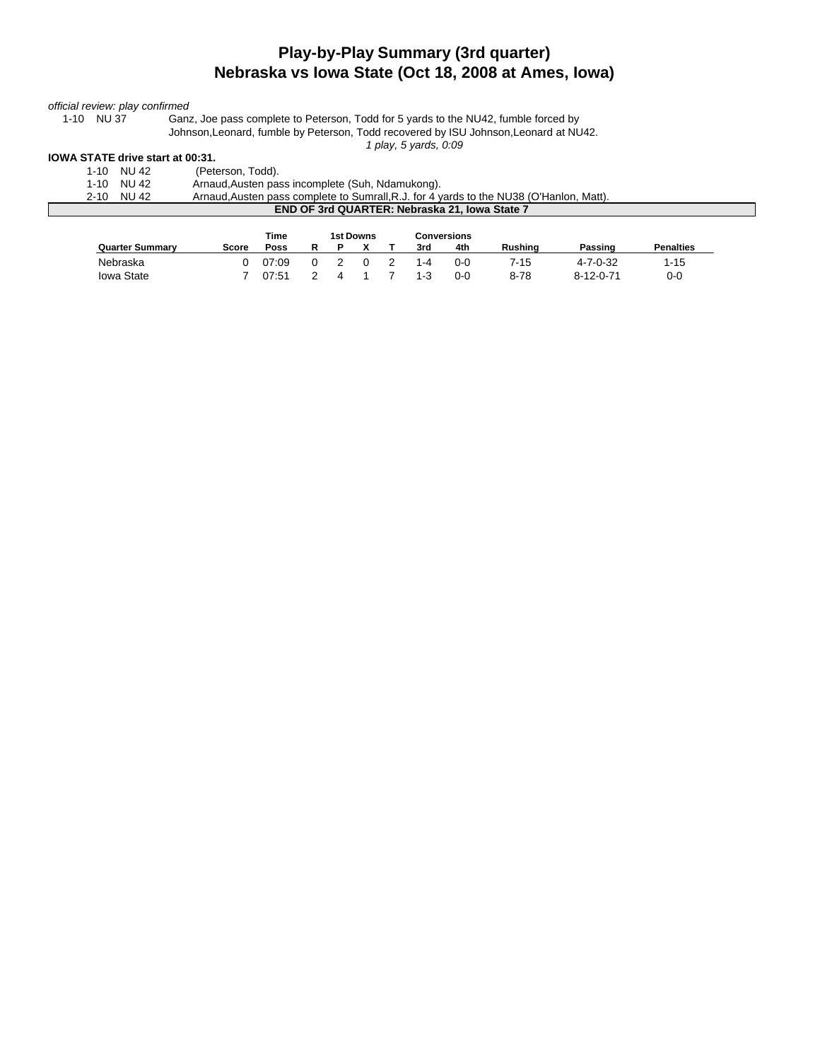# Play-by-Play Summary (3rd quarter)
## Nebraska vs Iowa State (Oct 18, 2008 at Ames, Iowa)

*official review: play confirmed*

| | | |
|---|---|---|
| 1-10 | NU 37 | Ganz, Joe pass complete to Peterson, Todd for 5 yards to the NU42, fumble forced by Johnson,Leonard, fumble by Peterson, Todd recovered by ISU Johnson,Leonard at NU42. |

*1 play, 5 yards, 0:09*

**IOWA STATE drive start at 00:31.**

| | | |
|---|---|---|
| 1-10 | NU 42 | (Peterson, Todd). |
| 1-10 | NU 42 | Arnaud,Austen pass incomplete (Suh, Ndamukong). |
| 2-10 | NU 42 | Arnaud,Austen pass complete to Sumrall,R.J. for 4 yards to the NU38 (O'Hanlon, Matt). |

**END OF 3rd QUARTER: Nebraska 21, Iowa State 7**

| Quarter Summary | Score | Time Poss | 1st Downs R | P | X | T | Conversions 3rd | 4th | Rushing | Passing | Penalties |
|---|---|---|---|---|---|---|---|---|---|---|---|
| Nebraska | 0 | 07:09 | 0 | 2 | 0 | 2 | 1-4 | 0-0 | 7-15 | 4-7-0-32 | 1-15 |
| Iowa State | 7 | 07:51 | 2 | 4 | 1 | 7 | 1-3 | 0-0 | 8-78 | 8-12-0-71 | 0-0 |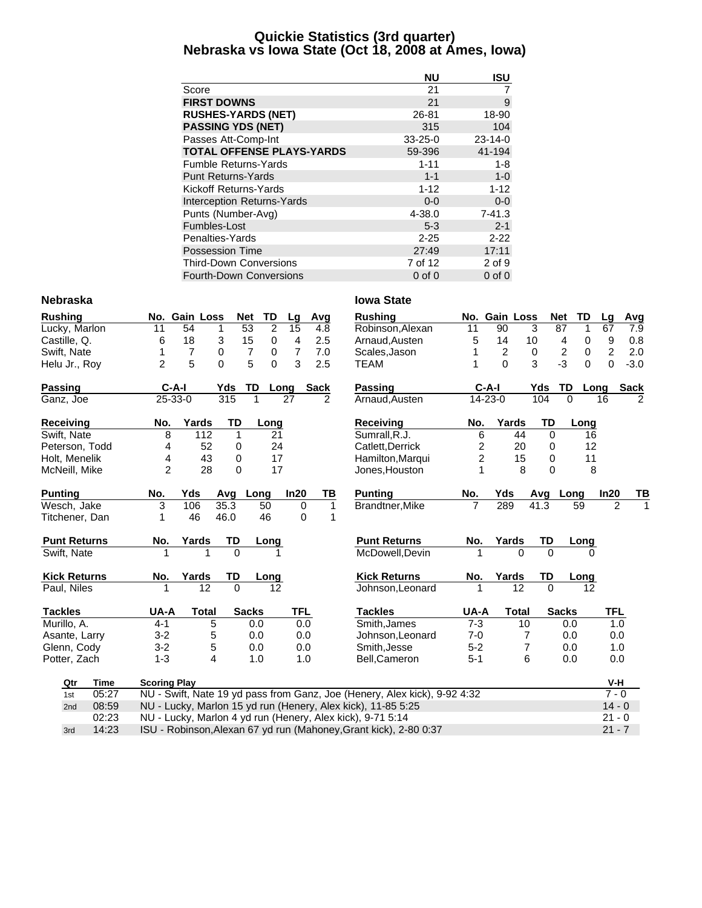# Quickie Statistics (3rd quarter)
## Nebraska vs Iowa State (Oct 18, 2008 at Ames, Iowa)

| | NU | ISU |
|---|---|---|
| Score | 21 | 7 |
| **FIRST DOWNS** | 21 | 9 |
| **RUSHES-YARDS (NET)** | 26-81 | 18-90 |
| **PASSING YDS (NET)** | 315 | 104 |
| Passes Att-Comp-Int | 33-25-0 | 23-14-0 |
| **TOTAL OFFENSE PLAYS-YARDS** | 59-396 | 41-194 |
| Fumble Returns-Yards | 1-11 | 1-8 |
| Punt Returns-Yards | 1-1 | 1-0 |
| Kickoff Returns-Yards | 1-12 | 1-12 |
| Interception Returns-Yards | 0-0 | 0-0 |
| Punts (Number-Avg) | 4-38.0 | 7-41.3 |
| Fumbles-Lost | 5-3 | 2-1 |
| Penalties-Yards | 2-25 | 2-22 |
| Possession Time | 27:49 | 17:11 |
| Third-Down Conversions | 7 of 12 | 2 of 9 |
| Fourth-Down Conversions | 0 of 0 | 0 of 0 |

### Nebraska

| Rushing | No. | Gain | Loss | Net | TD | Lg | Avg |
|---|---|---|---|---|---|---|---|
| Lucky, Marlon | 11 | 54 | 1 | 53 | 2 | 15 | 4.8 |
| Castille, Q. | 6 | 18 | 3 | 15 | 0 | 4 | 2.5 |
| Swift, Nate | 1 | 7 | 0 | 7 | 0 | 7 | 7.0 |
| Helu Jr., Roy | 2 | 5 | 0 | 5 | 0 | 3 | 2.5 |

| Passing | C-A-I | Yds | TD | Long | Sack |
|---|---|---|---|---|---|
| Ganz, Joe | 25-33-0 | 315 | 1 | 27 | 2 |

| Receiving | No. | Yards | TD | Long |
|---|---|---|---|---|
| Swift, Nate | 8 | 112 | 1 | 21 |
| Peterson, Todd | 4 | 52 | 0 | 24 |
| Holt, Menelik | 4 | 43 | 0 | 17 |
| McNeill, Mike | 2 | 28 | 0 | 17 |

| Punting | No. | Yds | Avg | Long | In20 | TB |
|---|---|---|---|---|---|---|
| Wesch, Jake | 3 | 106 | 35.3 | 50 | 0 | 1 |
| Titchener, Dan | 1 | 46 | 46.0 | 46 | 0 | 1 |

| Punt Returns | No. | Yards | TD | Long |
|---|---|---|---|---|
| Swift, Nate | 1 | 1 | 0 | 1 |

| Kick Returns | No. | Yards | TD | Long |
|---|---|---|---|---|
| Paul, Niles | 1 | 12 | 0 | 12 |

| Tackles | UA-A | Total | Sacks | TFL |
|---|---|---|---|---|
| Murillo, A. | 4-1 | 5 | 0.0 | 0.0 |
| Asante, Larry | 3-2 | 5 | 0.0 | 0.0 |
| Glenn, Cody | 3-2 | 5 | 0.0 | 0.0 |
| Potter, Zach | 1-3 | 4 | 1.0 | 1.0 |

### Iowa State

| Rushing | No. | Gain | Loss | Net | TD | Lg | Avg |
|---|---|---|---|---|---|---|---|
| Robinson,Alexan | 11 | 90 | 3 | 87 | 1 | 67 | 7.9 |
| Arnaud,Austen | 5 | 14 | 10 | 4 | 0 | 9 | 0.8 |
| Scales,Jason | 1 | 2 | 0 | 2 | 0 | 2 | 2.0 |
| TEAM | 1 | 0 | 3 | -3 | 0 | 0 | -3.0 |

| Passing | C-A-I | Yds | TD | Long | Sack |
|---|---|---|---|---|---|
| Arnaud,Austen | 14-23-0 | 104 | 0 | 16 | 2 |

| Receiving | No. | Yards | TD | Long |
|---|---|---|---|---|
| Sumrall,R.J. | 6 | 44 | 0 | 16 |
| Catlett,Derrick | 2 | 20 | 0 | 12 |
| Hamilton,Marqui | 2 | 15 | 0 | 11 |
| Jones,Houston | 1 | 8 | 0 | 8 |

| Punting | No. | Yds | Avg | Long | In20 | TB |
|---|---|---|---|---|---|---|
| Brandtner,Mike | 7 | 289 | 41.3 | 59 | 2 | 1 |

| Punt Returns | No. | Yards | TD | Long |
|---|---|---|---|---|
| McDowell,Devin | 1 | 0 | 0 | 0 |

| Kick Returns | No. | Yards | TD | Long |
|---|---|---|---|---|
| Johnson,Leonard | 1 | 12 | 0 | 12 |

| Tackles | UA-A | Total | Sacks | TFL |
|---|---|---|---|---|
| Smith,James | 7-3 | 10 | 0.0 | 1.0 |
| Johnson,Leonard | 7-0 | 7 | 0.0 | 0.0 |
| Smith,Jesse | 5-2 | 7 | 0.0 | 1.0 |
| Bell,Cameron | 5-1 | 6 | 0.0 | 0.0 |

| Qtr | Time | Scoring Play | V-H |
|---|---|---|---|
| 1st | 05:27 | NU - Swift, Nate 19 yd pass from Ganz, Joe (Henery, Alex kick), 9-92 4:32 | 7 - 0 |
| 2nd | 08:59 | NU - Lucky, Marlon 15 yd run (Henery, Alex kick), 11-85 5:25 | 14 - 0 |
| | 02:23 | NU - Lucky, Marlon 4 yd run (Henery, Alex kick), 9-71 5:14 | 21 - 0 |
| 3rd | 14:23 | ISU - Robinson,Alexan 67 yd run (Mahoney,Grant kick), 2-80 0:37 | 21 - 7 |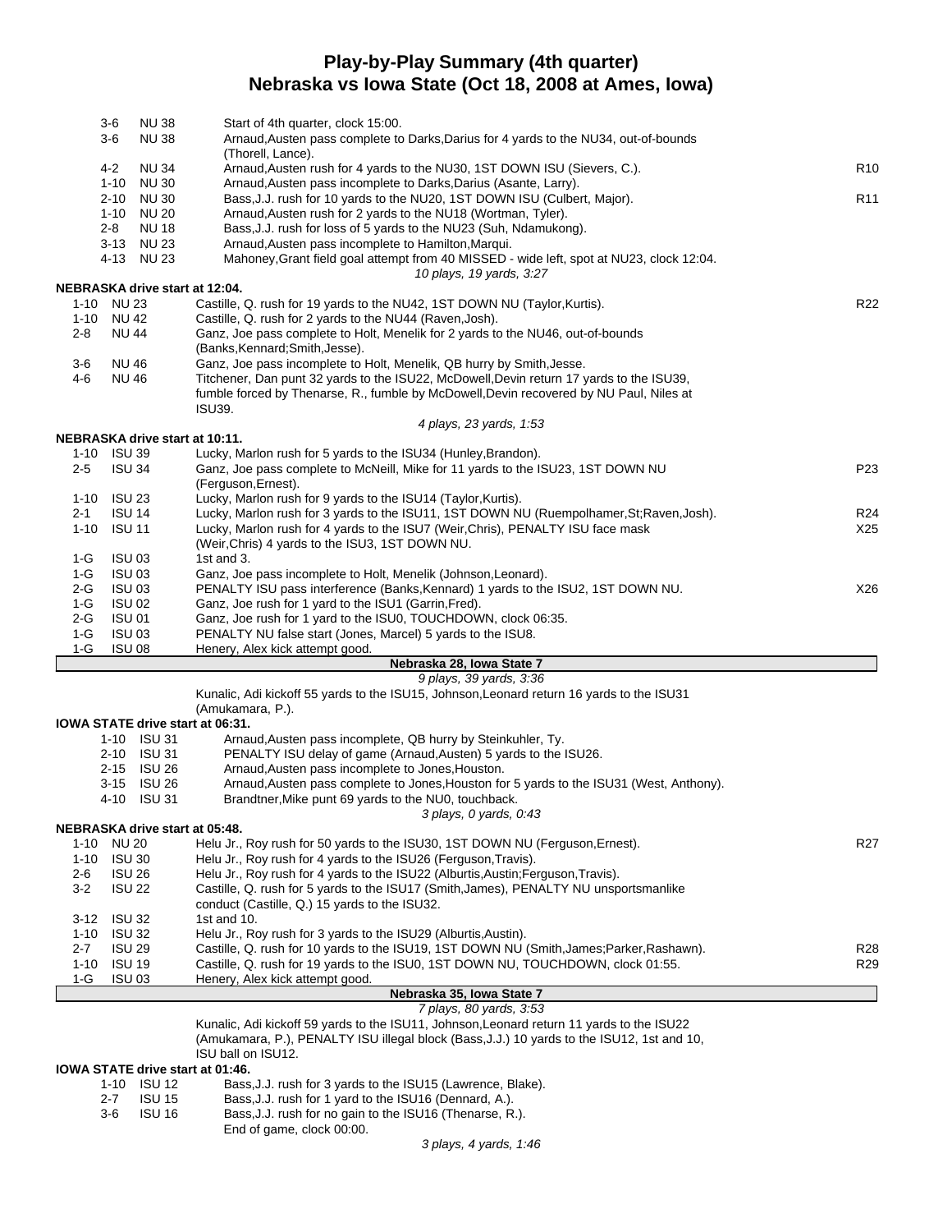# Play-by-Play Summary (4th quarter)
## Nebraska vs Iowa State (Oct 18, 2008 at Ames, Iowa)

| Down | Spot | Play | |
|---|---|---|---|
| 3-6 | NU 38 | Start of 4th quarter, clock 15:00. | |
| 3-6 | NU 38 | Arnaud,Austen pass complete to Darks,Darius for 4 yards to the NU34, out-of-bounds (Thorell, Lance). | |
| 4-2 | NU 34 | Arnaud,Austen rush for 4 yards to the NU30, 1ST DOWN ISU (Sievers, C.). | R10 |
| 1-10 | NU 30 | Arnaud,Austen pass incomplete to Darks,Darius (Asante, Larry). | |
| 2-10 | NU 30 | Bass,J.J. rush for 10 yards to the NU20, 1ST DOWN ISU (Culbert, Major). | R11 |
| 1-10 | NU 20 | Arnaud,Austen rush for 2 yards to the NU18 (Wortman, Tyler). | |
| 2-8 | NU 18 | Bass,J.J. rush for loss of 5 yards to the NU23 (Suh, Ndamukong). | |
| 3-13 | NU 23 | Arnaud,Austen pass incomplete to Hamilton,Marqui. | |
| 4-13 | NU 23 | Mahoney,Grant field goal attempt from 40 MISSED - wide left, spot at NU23, clock 12:04. | |
| | | *10 plays, 19 yards, 3:27* | |

**NEBRASKA drive start at 12:04.**

| Down | Spot | Play | |
|---|---|---|---|
| 1-10 | NU 23 | Castille, Q. rush for 19 yards to the NU42, 1ST DOWN NU (Taylor,Kurtis). | R22 |
| 1-10 | NU 42 | Castille, Q. rush for 2 yards to the NU44 (Raven,Josh). | |
| 2-8 | NU 44 | Ganz, Joe pass complete to Holt, Menelik for 2 yards to the NU46, out-of-bounds (Banks,Kennard;Smith,Jesse). | |
| 3-6 | NU 46 | Ganz, Joe pass incomplete to Holt, Menelik, QB hurry by Smith,Jesse. | |
| 4-6 | NU 46 | Titchener, Dan punt 32 yards to the ISU22, McDowell,Devin return 17 yards to the ISU39, fumble forced by Thenarse, R., fumble by McDowell,Devin recovered by NU Paul, Niles at ISU39. | |
| | | *4 plays, 23 yards, 1:53* | |

**NEBRASKA drive start at 10:11.**

| Down | Spot | Play | |
|---|---|---|---|
| 1-10 | ISU 39 | Lucky, Marlon rush for 5 yards to the ISU34 (Hunley,Brandon). | |
| 2-5 | ISU 34 | Ganz, Joe pass complete to McNeill, Mike for 11 yards to the ISU23, 1ST DOWN NU (Ferguson,Ernest). | P23 |
| 1-10 | ISU 23 | Lucky, Marlon rush for 9 yards to the ISU14 (Taylor,Kurtis). | |
| 2-1 | ISU 14 | Lucky, Marlon rush for 3 yards to the ISU11, 1ST DOWN NU (Ruempolhamer,St;Raven,Josh). | R24 |
| 1-10 | ISU 11 | Lucky, Marlon rush for 4 yards to the ISU7 (Weir,Chris), PENALTY ISU face mask (Weir,Chris) 4 yards to the ISU3, 1ST DOWN NU. | X25 |
| 1-G | ISU 03 | 1st and 3. | |
| 1-G | ISU 03 | Ganz, Joe pass incomplete to Holt, Menelik (Johnson,Leonard). | |
| 2-G | ISU 03 | PENALTY ISU pass interference (Banks,Kennard) 1 yards to the ISU2, 1ST DOWN NU. | X26 |
| 1-G | ISU 02 | Ganz, Joe rush for 1 yard to the ISU1 (Garrin,Fred). | |
| 2-G | ISU 01 | Ganz, Joe rush for 1 yard to the ISU0, TOUCHDOWN, clock 06:35. | |
| 1-G | ISU 03 | PENALTY NU false start (Jones, Marcel) 5 yards to the ISU8. | |
| 1-G | ISU 08 | Henery, Alex kick attempt good. | |
| | | **Nebraska 28, Iowa State 7** | |
| | | *9 plays, 39 yards, 3:36* | |
| | | Kunalic, Adi kickoff 55 yards to the ISU15, Johnson,Leonard return 16 yards to the ISU31 (Amukamara, P.). | |

**IOWA STATE drive start at 06:31.**

| Down | Spot | Play | |
|---|---|---|---|
| 1-10 | ISU 31 | Arnaud,Austen pass incomplete, QB hurry by Steinkuhler, Ty. | |
| 2-10 | ISU 31 | PENALTY ISU delay of game (Arnaud,Austen) 5 yards to the ISU26. | |
| 2-15 | ISU 26 | Arnaud,Austen pass incomplete to Jones,Houston. | |
| 3-15 | ISU 26 | Arnaud,Austen pass complete to Jones,Houston for 5 yards to the ISU31 (West, Anthony). | |
| 4-10 | ISU 31 | Brandtner,Mike punt 69 yards to the NU0, touchback. | |
| | | *3 plays, 0 yards, 0:43* | |

**NEBRASKA drive start at 05:48.**

| Down | Spot | Play | |
|---|---|---|---|
| 1-10 | NU 20 | Helu Jr., Roy rush for 50 yards to the ISU30, 1ST DOWN NU (Ferguson,Ernest). | R27 |
| 1-10 | ISU 30 | Helu Jr., Roy rush for 4 yards to the ISU26 (Ferguson,Travis). | |
| 2-6 | ISU 26 | Helu Jr., Roy rush for 4 yards to the ISU22 (Alburtis,Austin;Ferguson,Travis). | |
| 3-2 | ISU 22 | Castille, Q. rush for 5 yards to the ISU17 (Smith,James), PENALTY NU unsportsmanlike conduct (Castille, Q.) 15 yards to the ISU32. | |
| 3-12 | ISU 32 | 1st and 10. | |
| 1-10 | ISU 32 | Helu Jr., Roy rush for 3 yards to the ISU29 (Alburtis,Austin). | |
| 2-7 | ISU 29 | Castille, Q. rush for 10 yards to the ISU19, 1ST DOWN NU (Smith,James;Parker,Rashawn). | R28 |
| 1-10 | ISU 19 | Castille, Q. rush for 19 yards to the ISU0, 1ST DOWN NU, TOUCHDOWN, clock 01:55. | R29 |
| 1-G | ISU 03 | Henery, Alex kick attempt good. | |
| | | **Nebraska 35, Iowa State 7** | |
| | | *7 plays, 80 yards, 3:53* | |
| | | Kunalic, Adi kickoff 59 yards to the ISU11, Johnson,Leonard return 11 yards to the ISU22 (Amukamara, P.), PENALTY ISU illegal block (Bass,J.J.) 10 yards to the ISU12, 1st and 10, ISU ball on ISU12. | |

**IOWA STATE drive start at 01:46.**

| Down | Spot | Play | |
|---|---|---|---|
| 1-10 | ISU 12 | Bass,J.J. rush for 3 yards to the ISU15 (Lawrence, Blake). | |
| 2-7 | ISU 15 | Bass,J.J. rush for 1 yard to the ISU16 (Dennard, A.). | |
| 3-6 | ISU 16 | Bass,J.J. rush for no gain to the ISU16 (Thenarse, R.). | |
| | | End of game, clock 00:00. | |
| | | *3 plays, 4 yards, 1:46* | |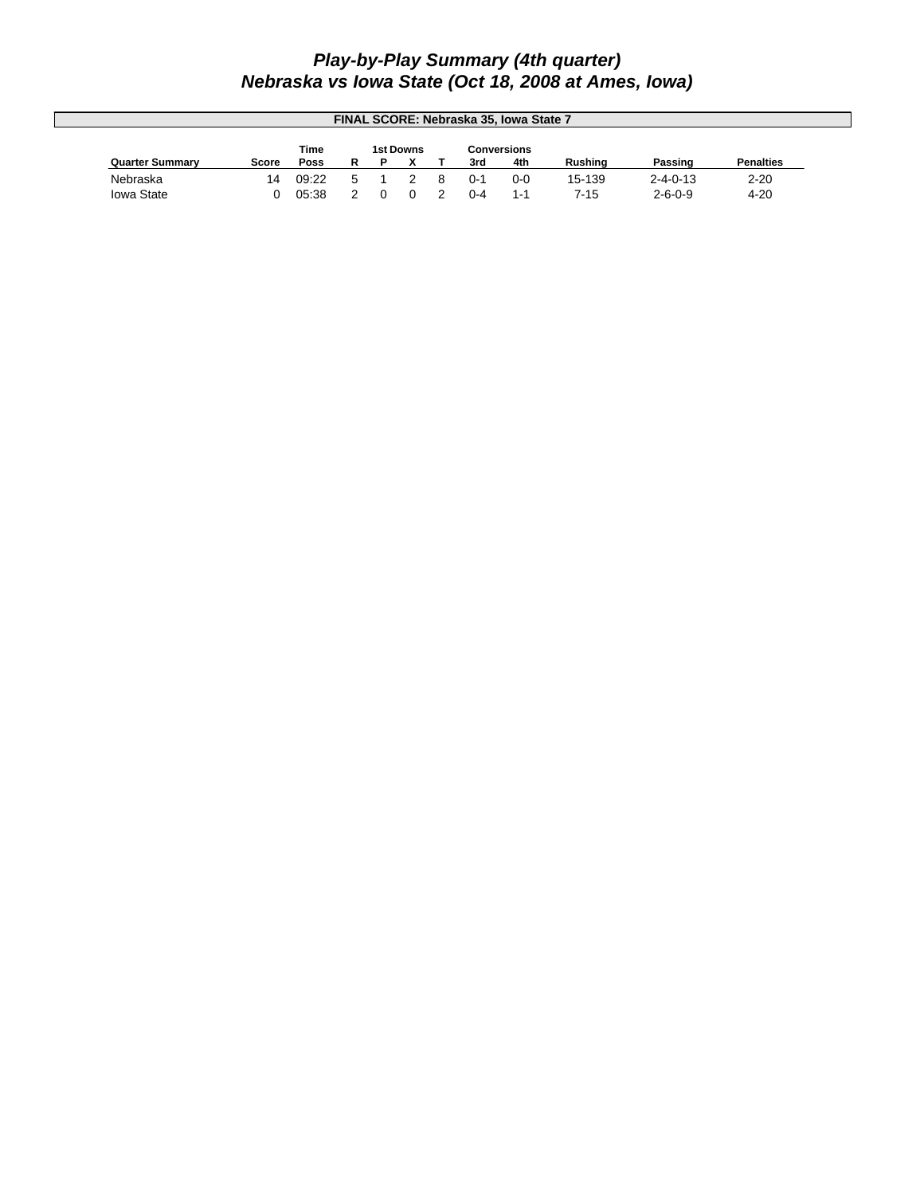# *Play-by-Play Summary (4th quarter)*
# *Nebraska vs Iowa State (Oct 18, 2008 at Ames, Iowa)*

**FINAL SCORE: Nebraska 35, Iowa State 7**

| Quarter Summary | Score | Time Poss | 1st Downs R | P | X | T | Conversions 3rd | 4th | Rushing | Passing | Penalties |
|---|---|---|---|---|---|---|---|---|---|---|---|
| Nebraska | 14 | 09:22 | 5 | 1 | 2 | 8 | 0-1 | 0-0 | 15-139 | 2-4-0-13 | 2-20 |
| Iowa State | 0 | 05:38 | 2 | 0 | 0 | 2 | 0-4 | 1-1 | 7-15 | 2-6-0-9 | 4-20 |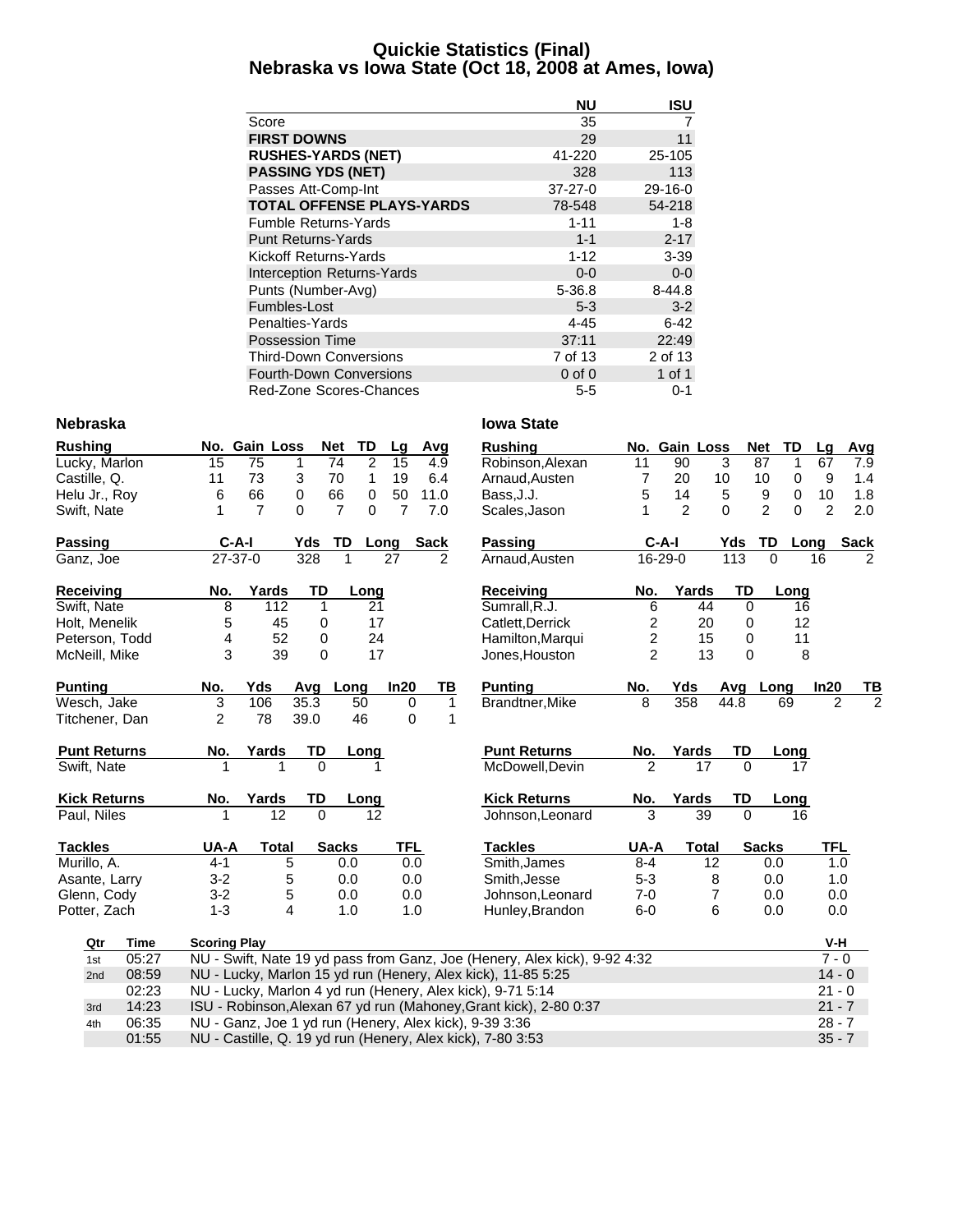# Quickie Statistics (Final)
## Nebraska vs Iowa State (Oct 18, 2008 at Ames, Iowa)

| | NU | ISU |
|---|---|---|
| Score | 35 | 7 |
| **FIRST DOWNS** | 29 | 11 |
| **RUSHES-YARDS (NET)** | 41-220 | 25-105 |
| **PASSING YDS (NET)** | 328 | 113 |
| Passes Att-Comp-Int | 37-27-0 | 29-16-0 |
| **TOTAL OFFENSE PLAYS-YARDS** | 78-548 | 54-218 |
| Fumble Returns-Yards | 1-11 | 1-8 |
| Punt Returns-Yards | 1-1 | 2-17 |
| Kickoff Returns-Yards | 1-12 | 3-39 |
| Interception Returns-Yards | 0-0 | 0-0 |
| Punts (Number-Avg) | 5-36.8 | 8-44.8 |
| Fumbles-Lost | 5-3 | 3-2 |
| Penalties-Yards | 4-45 | 6-42 |
| Possession Time | 37:11 | 22:49 |
| Third-Down Conversions | 7 of 13 | 2 of 13 |
| Fourth-Down Conversions | 0 of 0 | 1 of 1 |
| Red-Zone Scores-Chances | 5-5 | 0-1 |

### Nebraska

| Rushing | No. | Gain | Loss | Net | TD | Lg | Avg |
|---|---|---|---|---|---|---|---|
| Lucky, Marlon | 15 | 75 | 1 | 74 | 2 | 15 | 4.9 |
| Castille, Q. | 11 | 73 | 3 | 70 | 1 | 19 | 6.4 |
| Helu Jr., Roy | 6 | 66 | 0 | 66 | 0 | 50 | 11.0 |
| Swift, Nate | 1 | 7 | 0 | 7 | 0 | 7 | 7.0 |

| Passing | C-A-I | Yds | TD | Long | Sack |
|---|---|---|---|---|---|
| Ganz, Joe | 27-37-0 | 328 | 1 | 27 | 2 |

| Receiving | No. | Yards | TD | Long |
|---|---|---|---|---|
| Swift, Nate | 8 | 112 | 1 | 21 |
| Holt, Menelik | 5 | 45 | 0 | 17 |
| Peterson, Todd | 4 | 52 | 0 | 24 |
| McNeill, Mike | 3 | 39 | 0 | 17 |

| Punting | No. | Yds | Avg | Long | In20 | TB |
|---|---|---|---|---|---|---|
| Wesch, Jake | 3 | 106 | 35.3 | 50 | 0 | 1 |
| Titchener, Dan | 2 | 78 | 39.0 | 46 | 0 | 1 |

| Punt Returns | No. | Yards | TD | Long |
|---|---|---|---|---|
| Swift, Nate | 1 | 1 | 0 | 1 |

| Kick Returns | No. | Yards | TD | Long |
|---|---|---|---|---|
| Paul, Niles | 1 | 12 | 0 | 12 |

| Tackles | UA-A | Total | Sacks | TFL |
|---|---|---|---|---|
| Murillo, A. | 4-1 | 5 | 0.0 | 0.0 |
| Asante, Larry | 3-2 | 5 | 0.0 | 0.0 |
| Glenn, Cody | 3-2 | 5 | 0.0 | 0.0 |
| Potter, Zach | 1-3 | 4 | 1.0 | 1.0 |

### Iowa State

| Rushing | No. | Gain | Loss | Net | TD | Lg | Avg |
|---|---|---|---|---|---|---|---|
| Robinson,Alexan | 11 | 90 | 3 | 87 | 1 | 67 | 7.9 |
| Arnaud,Austen | 7 | 20 | 10 | 10 | 0 | 9 | 1.4 |
| Bass,J.J. | 5 | 14 | 5 | 9 | 0 | 10 | 1.8 |
| Scales,Jason | 1 | 2 | 0 | 2 | 0 | 2 | 2.0 |

| Passing | C-A-I | Yds | TD | Long | Sack |
|---|---|---|---|---|---|
| Arnaud,Austen | 16-29-0 | 113 | 0 | 16 | 2 |

| Receiving | No. | Yards | TD | Long |
|---|---|---|---|---|
| Sumrall,R.J. | 6 | 44 | 0 | 16 |
| Catlett,Derrick | 2 | 20 | 0 | 12 |
| Hamilton,Marqui | 2 | 15 | 0 | 11 |
| Jones,Houston | 2 | 13 | 0 | 8 |

| Punting | No. | Yds | Avg | Long | In20 | TB |
|---|---|---|---|---|---|---|
| Brandtner,Mike | 8 | 358 | 44.8 | 69 | 2 | 2 |

| Punt Returns | No. | Yards | TD | Long |
|---|---|---|---|---|
| McDowell,Devin | 2 | 17 | 0 | 17 |

| Kick Returns | No. | Yards | TD | Long |
|---|---|---|---|---|
| Johnson,Leonard | 3 | 39 | 0 | 16 |

| Tackles | UA-A | Total | Sacks | TFL |
|---|---|---|---|---|
| Smith,James | 8-4 | 12 | 0.0 | 1.0 |
| Smith,Jesse | 5-3 | 8 | 0.0 | 1.0 |
| Johnson,Leonard | 7-0 | 7 | 0.0 | 0.0 |
| Hunley,Brandon | 6-0 | 6 | 0.0 | 0.0 |

| Qtr | Time | Scoring Play | V-H |
|---|---|---|---|
| 1st | 05:27 | NU - Swift, Nate 19 yd pass from Ganz, Joe (Henery, Alex kick), 9-92 4:32 | 7 - 0 |
| 2nd | 08:59 | NU - Lucky, Marlon 15 yd run (Henery, Alex kick), 11-85 5:25 | 14 - 0 |
| | 02:23 | NU - Lucky, Marlon 4 yd run (Henery, Alex kick), 9-71 5:14 | 21 - 0 |
| 3rd | 14:23 | ISU - Robinson,Alexan 67 yd run (Mahoney,Grant kick), 2-80 0:37 | 21 - 7 |
| 4th | 06:35 | NU - Ganz, Joe 1 yd run (Henery, Alex kick), 9-39 3:36 | 28 - 7 |
| | 01:55 | NU - Castille, Q. 19 yd run (Henery, Alex kick), 7-80 3:53 | 35 - 7 |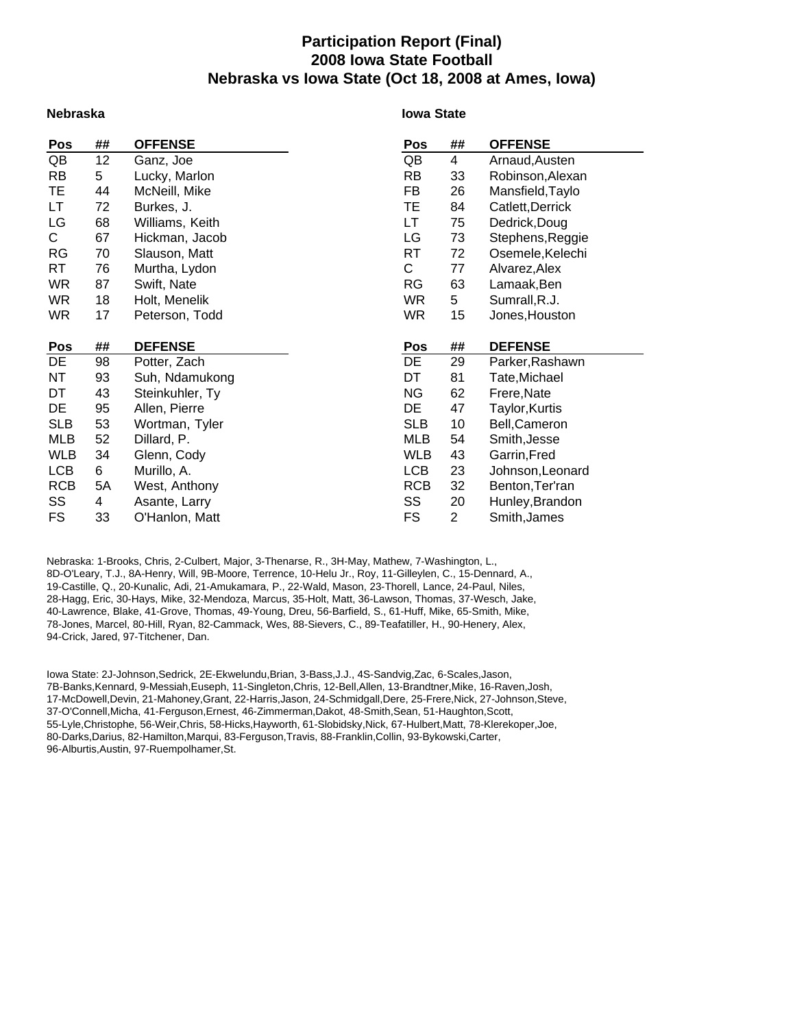# Participation Report (Final)
## 2008 Iowa State Football
## Nebraska vs Iowa State (Oct 18, 2008 at Ames, Iowa)

### Nebraska

| Pos | ## | OFFENSE |
|---|---|---|
| QB | 12 | Ganz, Joe |
| RB | 5 | Lucky, Marlon |
| TE | 44 | McNeill, Mike |
| LT | 72 | Burkes, J. |
| LG | 68 | Williams, Keith |
| C | 67 | Hickman, Jacob |
| RG | 70 | Slauson, Matt |
| RT | 76 | Murtha, Lydon |
| WR | 87 | Swift, Nate |
| WR | 18 | Holt, Menelik |
| WR | 17 | Peterson, Todd |

| Pos | ## | DEFENSE |
|---|---|---|
| DE | 98 | Potter, Zach |
| NT | 93 | Suh, Ndamukong |
| DT | 43 | Steinkuhler, Ty |
| DE | 95 | Allen, Pierre |
| SLB | 53 | Wortman, Tyler |
| MLB | 52 | Dillard, P. |
| WLB | 34 | Glenn, Cody |
| LCB | 6 | Murillo, A. |
| RCB | 5A | West, Anthony |
| SS | 4 | Asante, Larry |
| FS | 33 | O'Hanlon, Matt |

### Iowa State

| Pos | ## | OFFENSE |
|---|---|---|
| QB | 4 | Arnaud,Austen |
| RB | 33 | Robinson,Alexan |
| FB | 26 | Mansfield,Taylo |
| TE | 84 | Catlett,Derrick |
| LT | 75 | Dedrick,Doug |
| LG | 73 | Stephens,Reggie |
| RT | 72 | Osemele,Kelechi |
| C | 77 | Alvarez,Alex |
| RG | 63 | Lamaak,Ben |
| WR | 5 | Sumrall,R.J. |
| WR | 15 | Jones,Houston |

| Pos | ## | DEFENSE |
|---|---|---|
| DE | 29 | Parker,Rashawn |
| DT | 81 | Tate,Michael |
| NG | 62 | Frere,Nate |
| DE | 47 | Taylor,Kurtis |
| SLB | 10 | Bell,Cameron |
| MLB | 54 | Smith,Jesse |
| WLB | 43 | Garrin,Fred |
| LCB | 23 | Johnson,Leonard |
| RCB | 32 | Benton,Ter'ran |
| SS | 20 | Hunley,Brandon |
| FS | 2 | Smith,James |

Nebraska: 1-Brooks, Chris, 2-Culbert, Major, 3-Thenarse, R., 3H-May, Mathew, 7-Washington, L., 8D-O'Leary, T.J., 8A-Henry, Will, 9B-Moore, Terrence, 10-Helu Jr., Roy, 11-Gilleylen, C., 15-Dennard, A., 19-Castille, Q., 20-Kunalic, Adi, 21-Amukamara, P., 22-Wald, Mason, 23-Thorell, Lance, 24-Paul, Niles, 28-Hagg, Eric, 30-Hays, Mike, 32-Mendoza, Marcus, 35-Holt, Matt, 36-Lawson, Thomas, 37-Wesch, Jake, 40-Lawrence, Blake, 41-Grove, Thomas, 49-Young, Dreu, 56-Barfield, S., 61-Huff, Mike, 65-Smith, Mike, 78-Jones, Marcel, 80-Hill, Ryan, 82-Cammack, Wes, 88-Sievers, C., 89-Teafatiller, H., 90-Henery, Alex, 94-Crick, Jared, 97-Titchener, Dan.

Iowa State: 2J-Johnson,Sedrick, 2E-Ekwelundu,Brian, 3-Bass,J.J., 4S-Sandvig,Zac, 6-Scales,Jason, 7B-Banks,Kennard, 9-Messiah,Euseph, 11-Singleton,Chris, 12-Bell,Allen, 13-Brandtner,Mike, 16-Raven,Josh, 17-McDowell,Devin, 21-Mahoney,Grant, 22-Harris,Jason, 24-Schmidgall,Dere, 25-Frere,Nick, 27-Johnson,Steve, 37-O'Connell,Micha, 41-Ferguson,Ernest, 46-Zimmerman,Dakot, 48-Smith,Sean, 51-Haughton,Scott, 55-Lyle,Christophe, 56-Weir,Chris, 58-Hicks,Hayworth, 61-Slobidsky,Nick, 67-Hulbert,Matt, 78-Klerekoper,Joe, 80-Darks,Darius, 82-Hamilton,Marqui, 83-Ferguson,Travis, 88-Franklin,Collin, 93-Bykowski,Carter, 96-Alburtis,Austin, 97-Ruempolhamer,St.